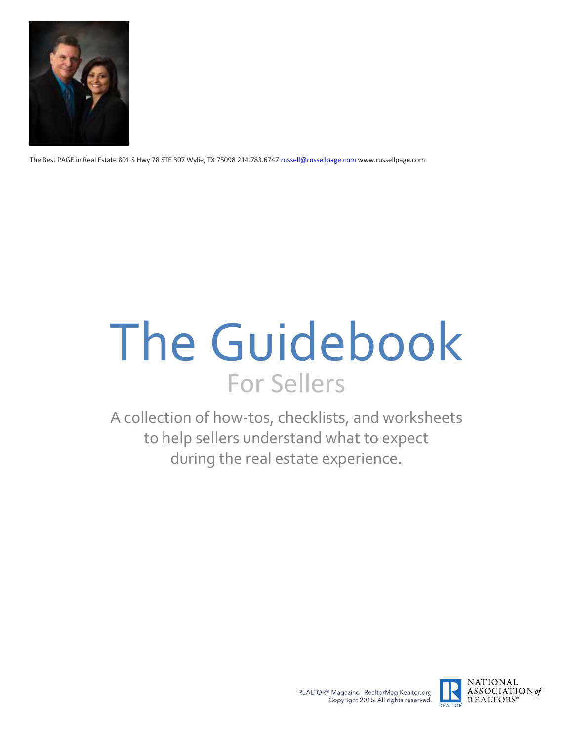The Best PAGE in Real Estate 801 S Hwy 78 STE 307 Wylie, TX 75098 214.783.6747 russell@russellpage.com www.russellpage.com

# The Guidebook

## For Sellers

A collection of how-tos, checklists, and worksheets to help sellers understand what to expect during the real estate experience.

REALTOR® Magazine | RealtorMag.Realtor.org
Copyright 2015. All rights reserved.

NATIONAL ASSOCIATION of REALTORS®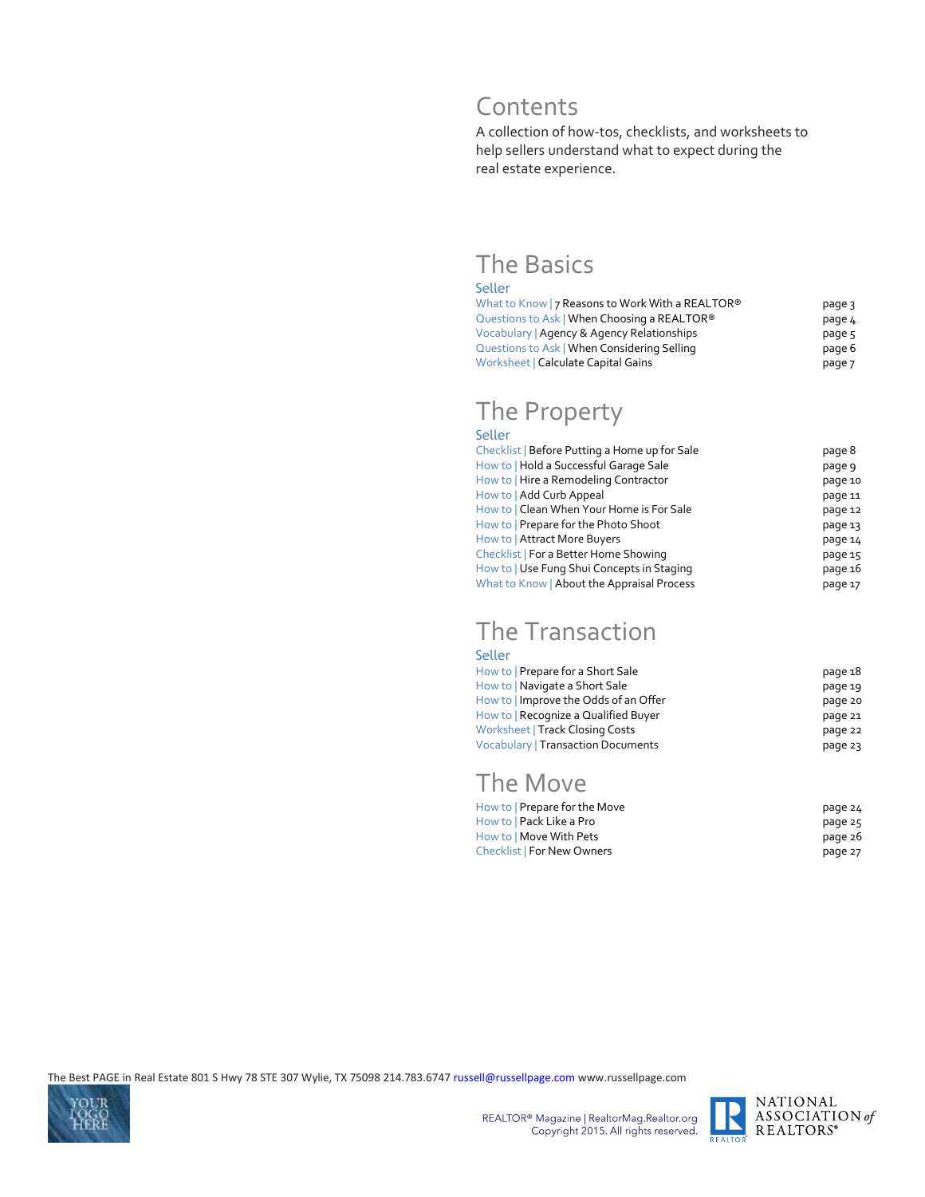# Contents

A collection of how-tos, checklists, and worksheets to help sellers understand what to expect during the real estate experience.

## The Basics

### Seller

| | |
|---|---|
| What to Know \| 7 Reasons to Work With a REALTOR® | page 3 |
| Questions to Ask \| When Choosing a REALTOR® | page 4 |
| Vocabulary \| Agency & Agency Relationships | page 5 |
| Questions to Ask \| When Considering Selling | page 6 |
| Worksheet \| Calculate Capital Gains | page 7 |

## The Property

### Seller

| | |
|---|---|
| Checklist \| Before Putting a Home up for Sale | page 8 |
| How to \| Hold a Successful Garage Sale | page 9 |
| How to \| Hire a Remodeling Contractor | page 10 |
| How to \| Add Curb Appeal | page 11 |
| How to \| Clean When Your Home is For Sale | page 12 |
| How to \| Prepare for the Photo Shoot | page 13 |
| How to \| Attract More Buyers | page 14 |
| Checklist \| For a Better Home Showing | page 15 |
| How to \| Use Fung Shui Concepts in Staging | page 16 |
| What to Know \| About the Appraisal Process | page 17 |

## The Transaction

### Seller

| | |
|---|---|
| How to \| Prepare for a Short Sale | page 18 |
| How to \| Navigate a Short Sale | page 19 |
| How to \| Improve the Odds of an Offer | page 20 |
| How to \| Recognize a Qualified Buyer | page 21 |
| Worksheet \| Track Closing Costs | page 22 |
| Vocabulary \| Transaction Documents | page 23 |

## The Move

| | |
|---|---|
| How to \| Prepare for the Move | page 24 |
| How to \| Pack Like a Pro | page 25 |
| How to \| Move With Pets | page 26 |
| Checklist \| For New Owners | page 27 |

The Best PAGE in Real Estate 801 S Hwy 78 STE 307 Wylie, TX 75098 214.783.6747 russell@russellpage.com www.russellpage.com

REALTOR® Magazine | RealtorMag.Realtor.org
Copyright 2015. All rights reserved.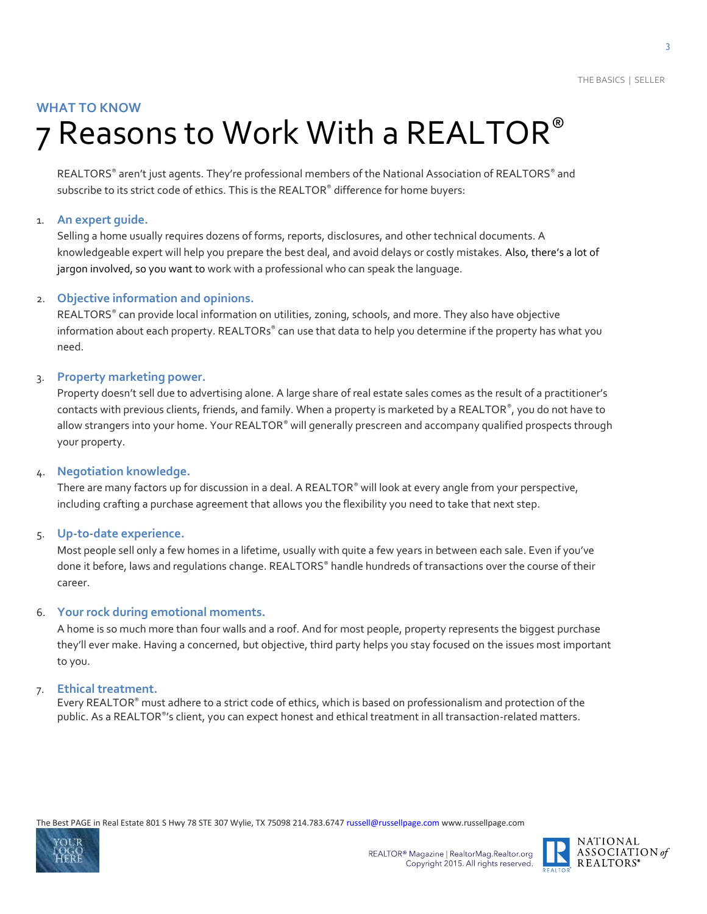WHAT TO KNOW

# 7 Reasons to Work With a REALTOR®

REALTORS® aren't just agents. They're professional members of the National Association of REALTORS® and subscribe to its strict code of ethics. This is the REALTOR® difference for home buyers:

1. **An expert guide.**
   Selling a home usually requires dozens of forms, reports, disclosures, and other technical documents. A knowledgeable expert will help you prepare the best deal, and avoid delays or costly mistakes. Also, there's a lot of jargon involved, so you want to work with a professional who can speak the language.

2. **Objective information and opinions.**
   REALTORS® can provide local information on utilities, zoning, schools, and more. They also have objective information about each property. REALTORs® can use that data to help you determine if the property has what you need.

3. **Property marketing power.**
   Property doesn't sell due to advertising alone. A large share of real estate sales comes as the result of a practitioner's contacts with previous clients, friends, and family. When a property is marketed by a REALTOR®, you do not have to allow strangers into your home. Your REALTOR® will generally prescreen and accompany qualified prospects through your property.

4. **Negotiation knowledge.**
   There are many factors up for discussion in a deal. A REALTOR® will look at every angle from your perspective, including crafting a purchase agreement that allows you the flexibility you need to take that next step.

5. **Up-to-date experience.**
   Most people sell only a few homes in a lifetime, usually with quite a few years in between each sale. Even if you've done it before, laws and regulations change. REALTORS® handle hundreds of transactions over the course of their career.

6. **Your rock during emotional moments.**
   A home is so much more than four walls and a roof. And for most people, property represents the biggest purchase they'll ever make. Having a concerned, but objective, third party helps you stay focused on the issues most important to you.

7. **Ethical treatment.**
   Every REALTOR® must adhere to a strict code of ethics, which is based on professionalism and protection of the public. As a REALTOR®'s client, you can expect honest and ethical treatment in all transaction-related matters.

The Best PAGE in Real Estate 801 S Hwy 78 STE 307 Wylie, TX 75098 214.783.6747 russell@russellpage.com www.russellpage.com

REALTOR® Magazine | RealtorMag.Realtor.org
Copyright 2015. All rights reserved.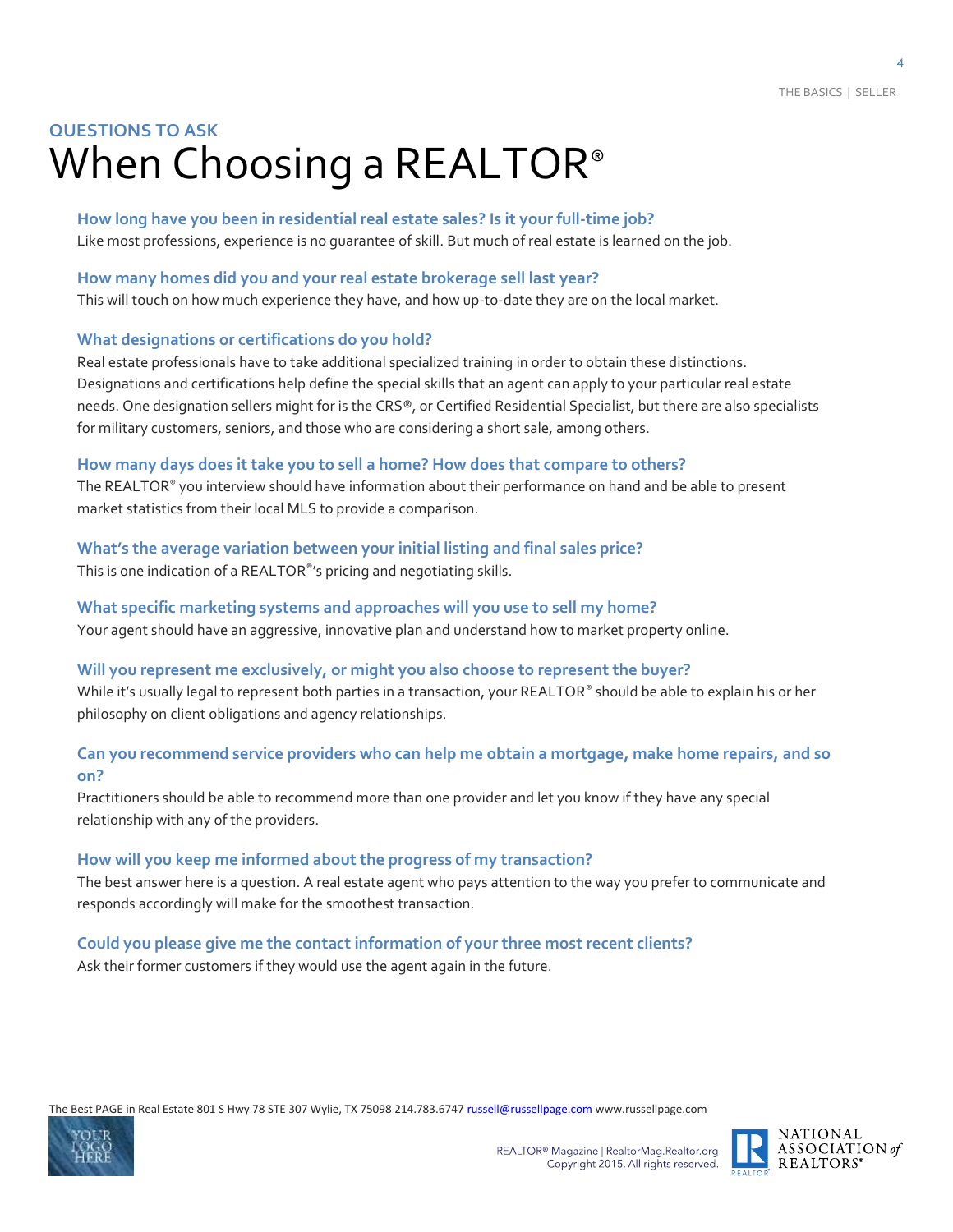## QUESTIONS TO ASK

# When Choosing a REALTOR®

### How long have you been in residential real estate sales? Is it your full-time job?

Like most professions, experience is no guarantee of skill. But much of real estate is learned on the job.

### How many homes did you and your real estate brokerage sell last year?

This will touch on how much experience they have, and how up-to-date they are on the local market.

### What designations or certifications do you hold?

Real estate professionals have to take additional specialized training in order to obtain these distinctions. Designations and certifications help define the special skills that an agent can apply to your particular real estate needs. One designation sellers might for is the CRS®, or Certified Residential Specialist, but there are also specialists for military customers, seniors, and those who are considering a short sale, among others.

### How many days does it take you to sell a home? How does that compare to others?

The REALTOR® you interview should have information about their performance on hand and be able to present market statistics from their local MLS to provide a comparison.

### What's the average variation between your initial listing and final sales price?

This is one indication of a REALTOR®'s pricing and negotiating skills.

### What specific marketing systems and approaches will you use to sell my home?

Your agent should have an aggressive, innovative plan and understand how to market property online.

### Will you represent me exclusively, or might you also choose to represent the buyer?

While it's usually legal to represent both parties in a transaction, your REALTOR® should be able to explain his or her philosophy on client obligations and agency relationships.

### Can you recommend service providers who can help me obtain a mortgage, make home repairs, and so on?

Practitioners should be able to recommend more than one provider and let you know if they have any special relationship with any of the providers.

### How will you keep me informed about the progress of my transaction?

The best answer here is a question. A real estate agent who pays attention to the way you prefer to communicate and responds accordingly will make for the smoothest transaction.

### Could you please give me the contact information of your three most recent clients?

Ask their former customers if they would use the agent again in the future.

The Best PAGE in Real Estate 801 S Hwy 78 STE 307 Wylie, TX 75098 214.783.6747 russell@russellpage.com www.russellpage.com

REALTOR® Magazine | RealtorMag.Realtor.org
Copyright 2015. All rights reserved.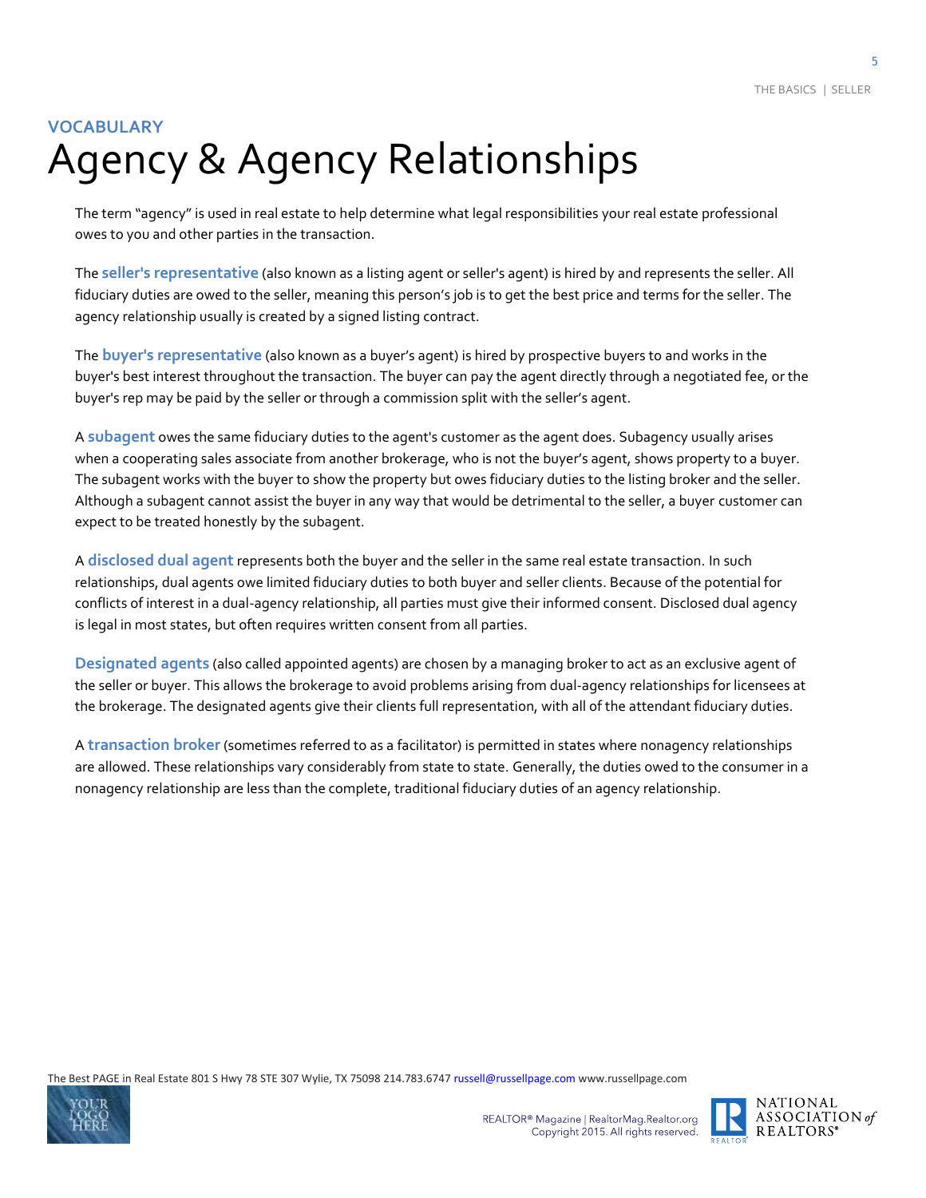VOCABULARY

# Agency & Agency Relationships

The term "agency" is used in real estate to help determine what legal responsibilities your real estate professional owes to you and other parties in the transaction.

The **seller's representative** (also known as a listing agent or seller's agent) is hired by and represents the seller. All fiduciary duties are owed to the seller, meaning this person's job is to get the best price and terms for the seller. The agency relationship usually is created by a signed listing contract.

The **buyer's representative** (also known as a buyer's agent) is hired by prospective buyers to and works in the buyer's best interest throughout the transaction. The buyer can pay the agent directly through a negotiated fee, or the buyer's rep may be paid by the seller or through a commission split with the seller's agent.

A **subagent** owes the same fiduciary duties to the agent's customer as the agent does. Subagency usually arises when a cooperating sales associate from another brokerage, who is not the buyer's agent, shows property to a buyer. The subagent works with the buyer to show the property but owes fiduciary duties to the listing broker and the seller. Although a subagent cannot assist the buyer in any way that would be detrimental to the seller, a buyer customer can expect to be treated honestly by the subagent.

A **disclosed dual agent** represents both the buyer and the seller in the same real estate transaction. In such relationships, dual agents owe limited fiduciary duties to both buyer and seller clients. Because of the potential for conflicts of interest in a dual-agency relationship, all parties must give their informed consent. Disclosed dual agency is legal in most states, but often requires written consent from all parties.

**Designated agents** (also called appointed agents) are chosen by a managing broker to act as an exclusive agent of the seller or buyer. This allows the brokerage to avoid problems arising from dual-agency relationships for licensees at the brokerage. The designated agents give their clients full representation, with all of the attendant fiduciary duties.

A **transaction broker** (sometimes referred to as a facilitator) is permitted in states where nonagency relationships are allowed. These relationships vary considerably from state to state. Generally, the duties owed to the consumer in a nonagency relationship are less than the complete, traditional fiduciary duties of an agency relationship.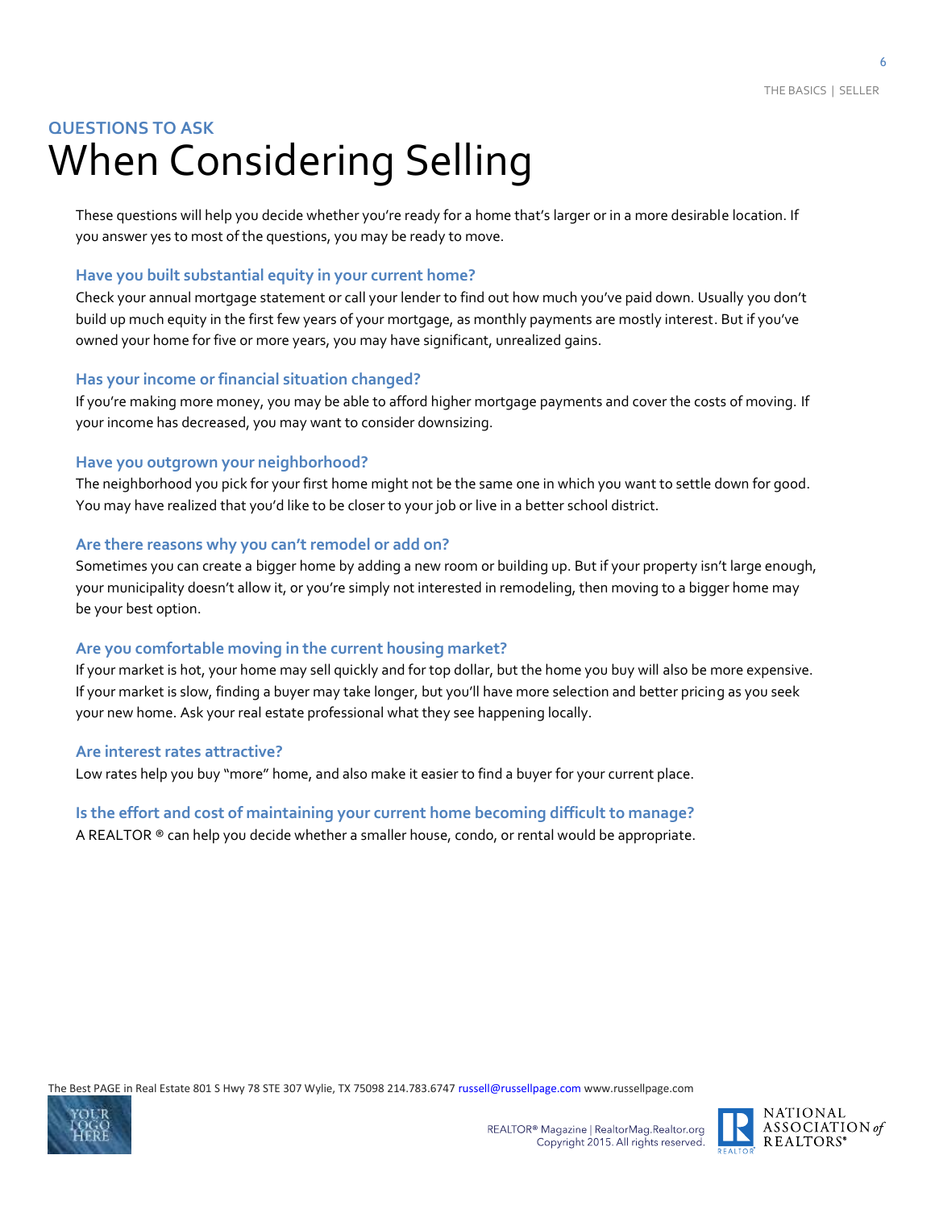## QUESTIONS TO ASK

# When Considering Selling

These questions will help you decide whether you're ready for a home that's larger or in a more desirable location. If you answer yes to most of the questions, you may be ready to move.

### Have you built substantial equity in your current home?

Check your annual mortgage statement or call your lender to find out how much you've paid down. Usually you don't build up much equity in the first few years of your mortgage, as monthly payments are mostly interest. But if you've owned your home for five or more years, you may have significant, unrealized gains.

### Has your income or financial situation changed?

If you're making more money, you may be able to afford higher mortgage payments and cover the costs of moving. If your income has decreased, you may want to consider downsizing.

### Have you outgrown your neighborhood?

The neighborhood you pick for your first home might not be the same one in which you want to settle down for good. You may have realized that you'd like to be closer to your job or live in a better school district.

### Are there reasons why you can't remodel or add on?

Sometimes you can create a bigger home by adding a new room or building up. But if your property isn't large enough, your municipality doesn't allow it, or you're simply not interested in remodeling, then moving to a bigger home may be your best option.

### Are you comfortable moving in the current housing market?

If your market is hot, your home may sell quickly and for top dollar, but the home you buy will also be more expensive. If your market is slow, finding a buyer may take longer, but you'll have more selection and better pricing as you seek your new home. Ask your real estate professional what they see happening locally.

### Are interest rates attractive?

Low rates help you buy "more" home, and also make it easier to find a buyer for your current place.

### Is the effort and cost of maintaining your current home becoming difficult to manage?

A REALTOR ® can help you decide whether a smaller house, condo, or rental would be appropriate.

The Best PAGE in Real Estate 801 S Hwy 78 STE 307 Wylie, TX 75098 214.783.6747 russell@russellpage.com www.russellpage.com

REALTOR® Magazine | RealtorMag.Realtor.org
Copyright 2015. All rights reserved.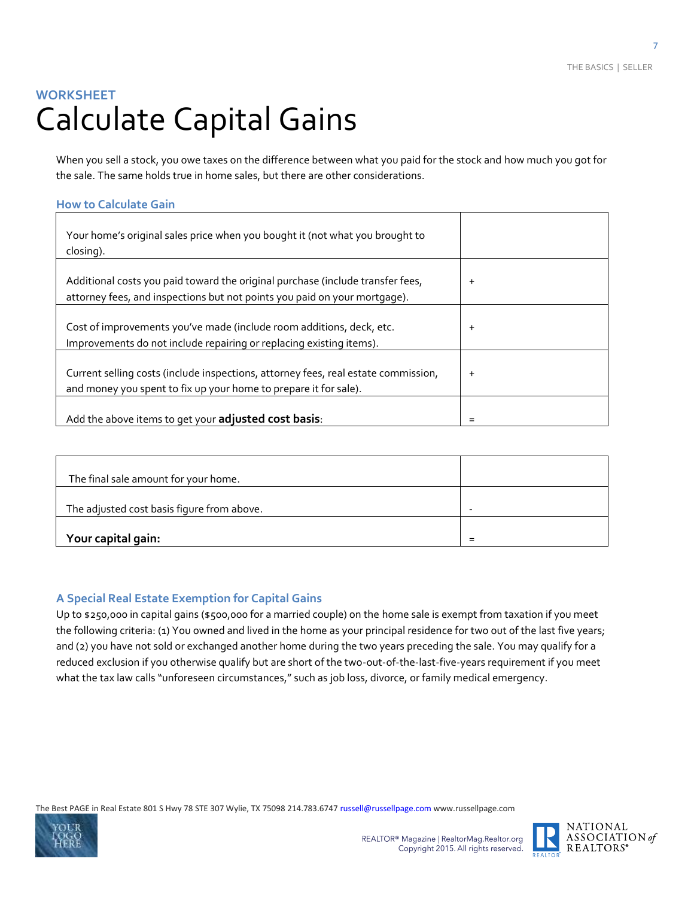## WORKSHEET

# Calculate Capital Gains

When you sell a stock, you owe taxes on the difference between what you paid for the stock and how much you got for the sale. The same holds true in home sales, but there are other considerations.

### How to Calculate Gain

| | |
|---|---|
| Your home's original sales price when you bought it (not what you brought to closing). | |
| Additional costs you paid toward the original purchase (include transfer fees, attorney fees, and inspections but not points you paid on your mortgage). | + |
| Cost of improvements you've made (include room additions, deck, etc. Improvements do not include repairing or replacing existing items). | + |
| Current selling costs (include inspections, attorney fees, real estate commission, and money you spent to fix up your home to prepare it for sale). | + |
| Add the above items to get your **adjusted cost basis**: | = |

| | |
|---|---|
| The final sale amount for your home. | |
| The adjusted cost basis figure from above. | - |
| **Your capital gain:** | = |

### A Special Real Estate Exemption for Capital Gains

Up to $250,000 in capital gains ($500,000 for a married couple) on the home sale is exempt from taxation if you meet the following criteria: (1) You owned and lived in the home as your principal residence for two out of the last five years; and (2) you have not sold or exchanged another home during the two years preceding the sale. You may qualify for a reduced exclusion if you otherwise qualify but are short of the two-out-of-the-last-five-years requirement if you meet what the tax law calls "unforeseen circumstances," such as job loss, divorce, or family medical emergency.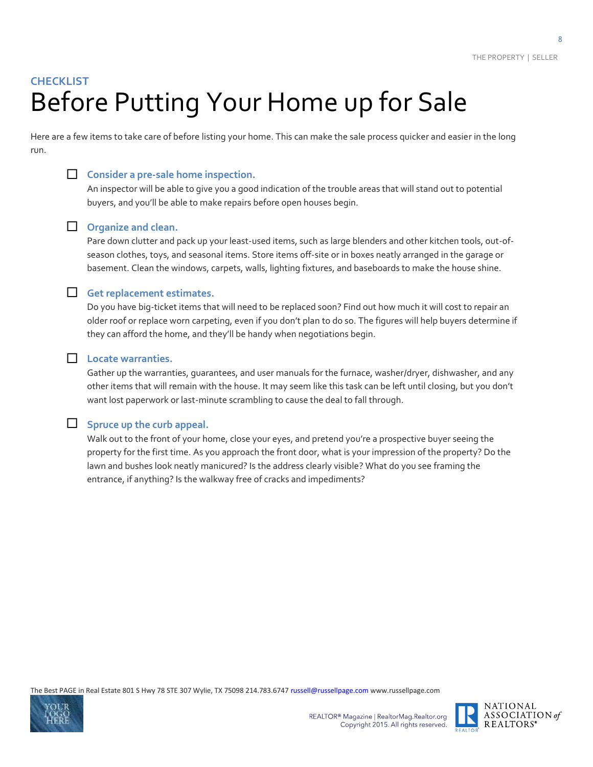CHECKLIST

# Before Putting Your Home up for Sale

Here are a few items to take care of before listing your home. This can make the sale process quicker and easier in the long run.

- ☐ **Consider a pre-sale home inspection.**
  An inspector will be able to give you a good indication of the trouble areas that will stand out to potential buyers, and you'll be able to make repairs before open houses begin.

- ☐ **Organize and clean.**
  Pare down clutter and pack up your least-used items, such as large blenders and other kitchen tools, out-of-season clothes, toys, and seasonal items. Store items off-site or in boxes neatly arranged in the garage or basement. Clean the windows, carpets, walls, lighting fixtures, and baseboards to make the house shine.

- ☐ **Get replacement estimates.**
  Do you have big-ticket items that will need to be replaced soon? Find out how much it will cost to repair an older roof or replace worn carpeting, even if you don't plan to do so. The figures will help buyers determine if they can afford the home, and they'll be handy when negotiations begin.

- ☐ **Locate warranties.**
  Gather up the warranties, guarantees, and user manuals for the furnace, washer/dryer, dishwasher, and any other items that will remain with the house. It may seem like this task can be left until closing, but you don't want lost paperwork or last-minute scrambling to cause the deal to fall through.

- ☐ **Spruce up the curb appeal.**
  Walk out to the front of your home, close your eyes, and pretend you're a prospective buyer seeing the property for the first time. As you approach the front door, what is your impression of the property? Do the lawn and bushes look neatly manicured? Is the address clearly visible? What do you see framing the entrance, if anything? Is the walkway free of cracks and impediments?

The Best PAGE in Real Estate 801 S Hwy 78 STE 307 Wylie, TX 75098 214.783.6747 russell@russellpage.com www.russellpage.com

REALTOR® Magazine | RealtorMag.Realtor.org
Copyright 2015. All rights reserved.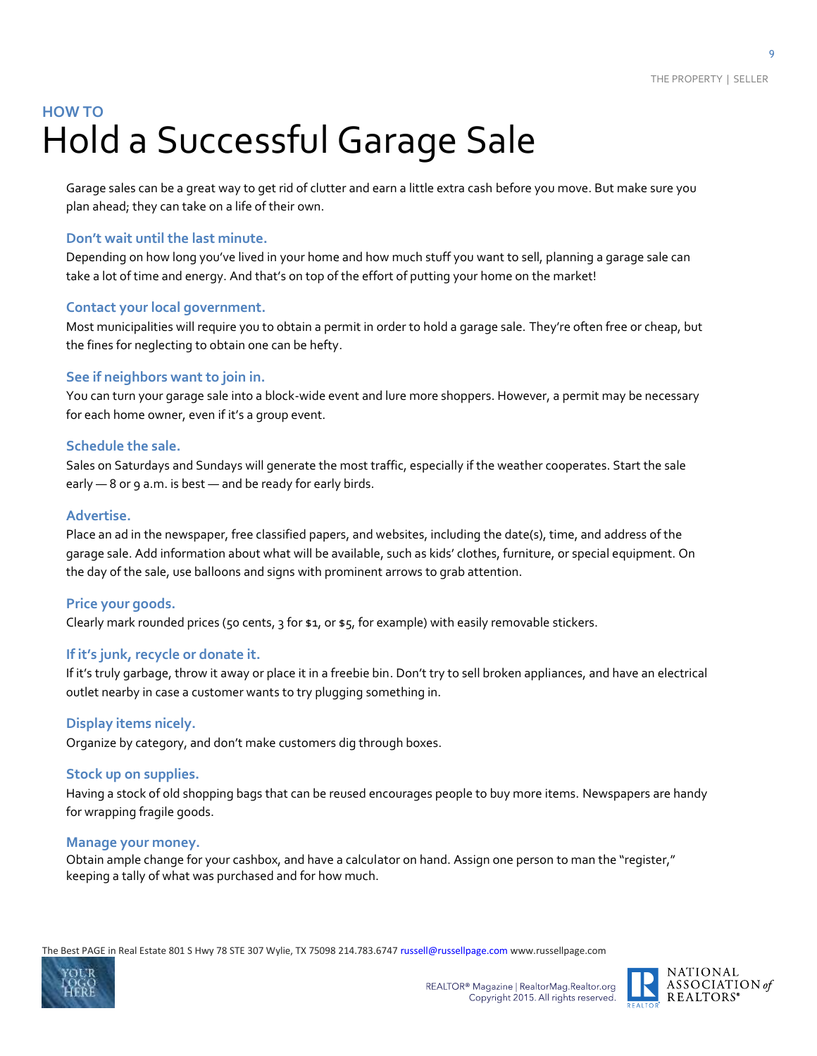HOW TO

# Hold a Successful Garage Sale

Garage sales can be a great way to get rid of clutter and earn a little extra cash before you move. But make sure you plan ahead; they can take on a life of their own.

### Don't wait until the last minute.

Depending on how long you've lived in your home and how much stuff you want to sell, planning a garage sale can take a lot of time and energy. And that's on top of the effort of putting your home on the market!

### Contact your local government.

Most municipalities will require you to obtain a permit in order to hold a garage sale. They're often free or cheap, but the fines for neglecting to obtain one can be hefty.

### See if neighbors want to join in.

You can turn your garage sale into a block-wide event and lure more shoppers. However, a permit may be necessary for each home owner, even if it's a group event.

### Schedule the sale.

Sales on Saturdays and Sundays will generate the most traffic, especially if the weather cooperates. Start the sale early — 8 or 9 a.m. is best — and be ready for early birds.

### Advertise.

Place an ad in the newspaper, free classified papers, and websites, including the date(s), time, and address of the garage sale. Add information about what will be available, such as kids' clothes, furniture, or special equipment. On the day of the sale, use balloons and signs with prominent arrows to grab attention.

### Price your goods.

Clearly mark rounded prices (50 cents, 3 for $1, or $5, for example) with easily removable stickers.

### If it's junk, recycle or donate it.

If it's truly garbage, throw it away or place it in a freebie bin. Don't try to sell broken appliances, and have an electrical outlet nearby in case a customer wants to try plugging something in.

### Display items nicely.

Organize by category, and don't make customers dig through boxes.

### Stock up on supplies.

Having a stock of old shopping bags that can be reused encourages people to buy more items. Newspapers are handy for wrapping fragile goods.

### Manage your money.

Obtain ample change for your cashbox, and have a calculator on hand. Assign one person to man the "register," keeping a tally of what was purchased and for how much.

The Best PAGE in Real Estate 801 S Hwy 78 STE 307 Wylie, TX 75098 214.783.6747 russell@russellpage.com www.russellpage.com

REALTOR® Magazine | RealtorMag.Realtor.org
Copyright 2015. All rights reserved.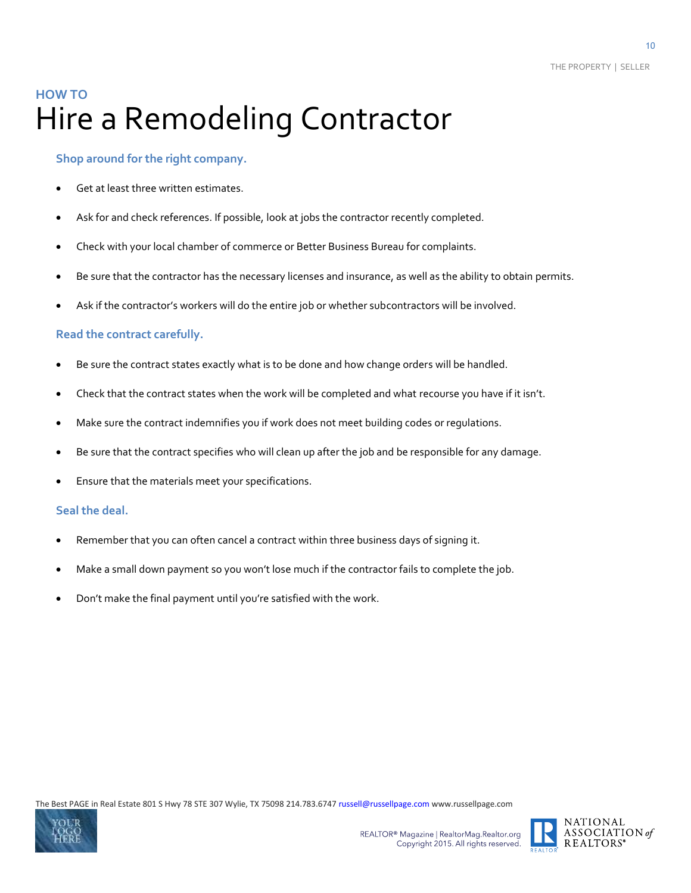HOW TO

# Hire a Remodeling Contractor

### Shop around for the right company.

- Get at least three written estimates.
- Ask for and check references. If possible, look at jobs the contractor recently completed.
- Check with your local chamber of commerce or Better Business Bureau for complaints.
- Be sure that the contractor has the necessary licenses and insurance, as well as the ability to obtain permits.
- Ask if the contractor's workers will do the entire job or whether subcontractors will be involved.

### Read the contract carefully.

- Be sure the contract states exactly what is to be done and how change orders will be handled.
- Check that the contract states when the work will be completed and what recourse you have if it isn't.
- Make sure the contract indemnifies you if work does not meet building codes or regulations.
- Be sure that the contract specifies who will clean up after the job and be responsible for any damage.
- Ensure that the materials meet your specifications.

### Seal the deal.

- Remember that you can often cancel a contract within three business days of signing it.
- Make a small down payment so you won't lose much if the contractor fails to complete the job.
- Don't make the final payment until you're satisfied with the work.

The Best PAGE in Real Estate 801 S Hwy 78 STE 307 Wylie, TX 75098 214.783.6747 russell@russellpage.com www.russellpage.com

REALTOR® Magazine | RealtorMag.Realtor.org
Copyright 2015. All rights reserved.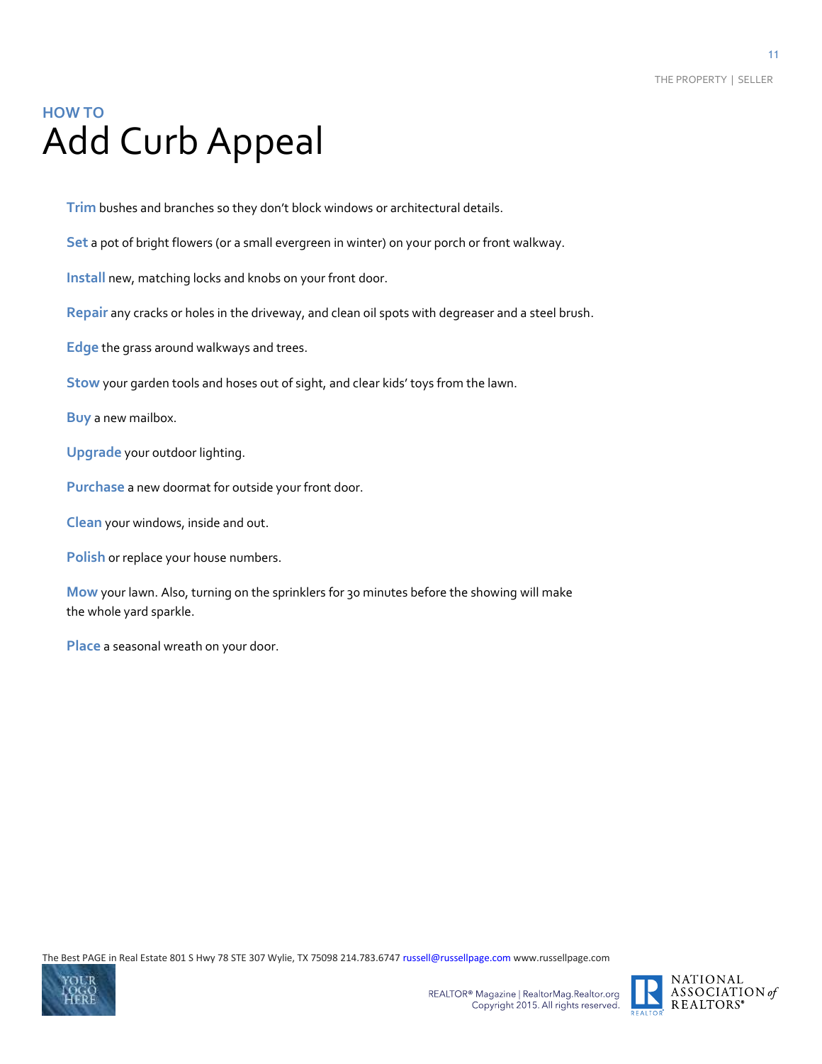## HOW TO

# Add Curb Appeal

**Trim** bushes and branches so they don't block windows or architectural details.

**Set** a pot of bright flowers (or a small evergreen in winter) on your porch or front walkway.

**Install** new, matching locks and knobs on your front door.

**Repair** any cracks or holes in the driveway, and clean oil spots with degreaser and a steel brush.

**Edge** the grass around walkways and trees.

**Stow** your garden tools and hoses out of sight, and clear kids' toys from the lawn.

**Buy** a new mailbox.

**Upgrade** your outdoor lighting.

**Purchase** a new doormat for outside your front door.

**Clean** your windows, inside and out.

**Polish** or replace your house numbers.

**Mow** your lawn. Also, turning on the sprinklers for 30 minutes before the showing will make the whole yard sparkle.

**Place** a seasonal wreath on your door.

The Best PAGE in Real Estate 801 S Hwy 78 STE 307 Wylie, TX 75098 214.783.6747 russell@russellpage.com www.russellpage.com

REALTOR® Magazine | RealtorMag.Realtor.org
Copyright 2015. All rights reserved.

NATIONAL ASSOCIATION of REALTORS®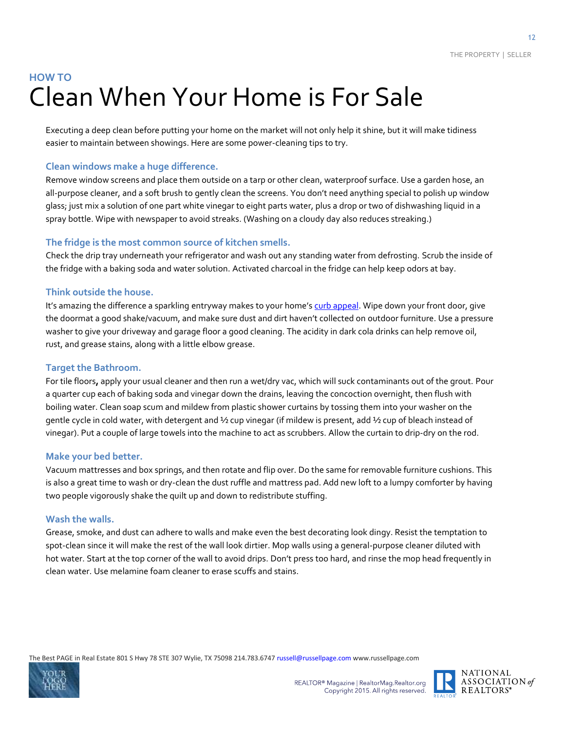**HOW TO**

# Clean When Your Home is For Sale

Executing a deep clean before putting your home on the market will not only help it shine, but it will make tidiness easier to maintain between showings. Here are some power-cleaning tips to try.

### Clean windows make a huge difference.

Remove window screens and place them outside on a tarp or other clean, waterproof surface. Use a garden hose, an all-purpose cleaner, and a soft brush to gently clean the screens. You don't need anything special to polish up window glass; just mix a solution of one part white vinegar to eight parts water, plus a drop or two of dishwashing liquid in a spray bottle. Wipe with newspaper to avoid streaks. (Washing on a cloudy day also reduces streaking.)

### The fridge is the most common source of kitchen smells.

Check the drip tray underneath your refrigerator and wash out any standing water from defrosting. Scrub the inside of the fridge with a baking soda and water solution. Activated charcoal in the fridge can help keep odors at bay.

### Think outside the house.

It's amazing the difference a sparkling entryway makes to your home's curb appeal. Wipe down your front door, give the doormat a good shake/vacuum, and make sure dust and dirt haven't collected on outdoor furniture. Use a pressure washer to give your driveway and garage floor a good cleaning. The acidity in dark cola drinks can help remove oil, rust, and grease stains, along with a little elbow grease.

### Target the Bathroom.

For tile floors**,** apply your usual cleaner and then run a wet/dry vac, which will suck contaminants out of the grout. Pour a quarter cup each of baking soda and vinegar down the drains, leaving the concoction overnight, then flush with boiling water. Clean soap scum and mildew from plastic shower curtains by tossing them into your washer on the gentle cycle in cold water, with detergent and ½ cup vinegar (if mildew is present, add ½ cup of bleach instead of vinegar). Put a couple of large towels into the machine to act as scrubbers. Allow the curtain to drip-dry on the rod.

### Make your bed better.

Vacuum mattresses and box springs, and then rotate and flip over. Do the same for removable furniture cushions. This is also a great time to wash or dry-clean the dust ruffle and mattress pad. Add new loft to a lumpy comforter by having two people vigorously shake the quilt up and down to redistribute stuffing.

### Wash the walls.

Grease, smoke, and dust can adhere to walls and make even the best decorating look dingy. Resist the temptation to spot-clean since it will make the rest of the wall look dirtier. Mop walls using a general-purpose cleaner diluted with hot water. Start at the top corner of the wall to avoid drips. Don't press too hard, and rinse the mop head frequently in clean water. Use melamine foam cleaner to erase scuffs and stains.

REALTOR® Magazine | RealtorMag.Realtor.org
Copyright 2015. All rights reserved.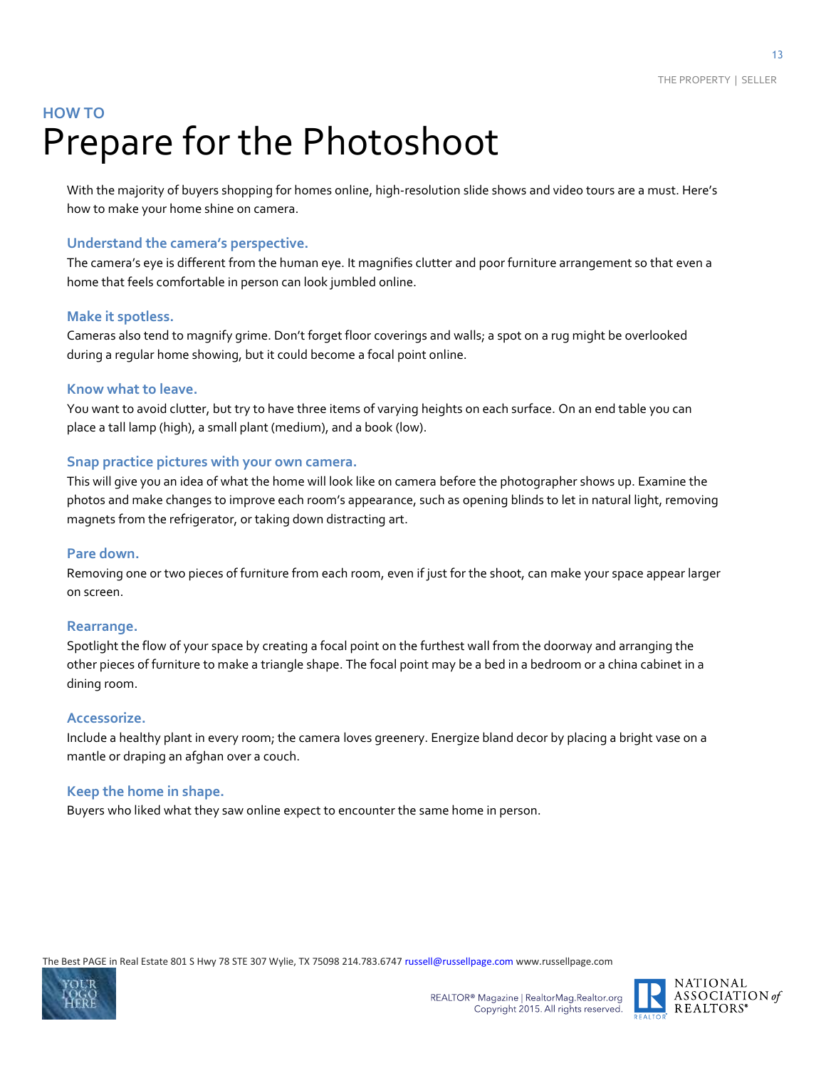## HOW TO

# Prepare for the Photoshoot

With the majority of buyers shopping for homes online, high-resolution slide shows and video tours are a must. Here's how to make your home shine on camera.

### Understand the camera's perspective.

The camera's eye is different from the human eye. It magnifies clutter and poor furniture arrangement so that even a home that feels comfortable in person can look jumbled online.

### Make it spotless.

Cameras also tend to magnify grime. Don't forget floor coverings and walls; a spot on a rug might be overlooked during a regular home showing, but it could become a focal point online.

### Know what to leave.

You want to avoid clutter, but try to have three items of varying heights on each surface. On an end table you can place a tall lamp (high), a small plant (medium), and a book (low).

### Snap practice pictures with your own camera.

This will give you an idea of what the home will look like on camera before the photographer shows up. Examine the photos and make changes to improve each room's appearance, such as opening blinds to let in natural light, removing magnets from the refrigerator, or taking down distracting art.

### Pare down.

Removing one or two pieces of furniture from each room, even if just for the shoot, can make your space appear larger on screen.

### Rearrange.

Spotlight the flow of your space by creating a focal point on the furthest wall from the doorway and arranging the other pieces of furniture to make a triangle shape. The focal point may be a bed in a bedroom or a china cabinet in a dining room.

### Accessorize.

Include a healthy plant in every room; the camera loves greenery. Energize bland decor by placing a bright vase on a mantle or draping an afghan over a couch.

### Keep the home in shape.

Buyers who liked what they saw online expect to encounter the same home in person.

The Best PAGE in Real Estate 801 S Hwy 78 STE 307 Wylie, TX 75098 214.783.6747 russell@russellpage.com www.russellpage.com

REALTOR® Magazine | RealtorMag.Realtor.org
Copyright 2015. All rights reserved.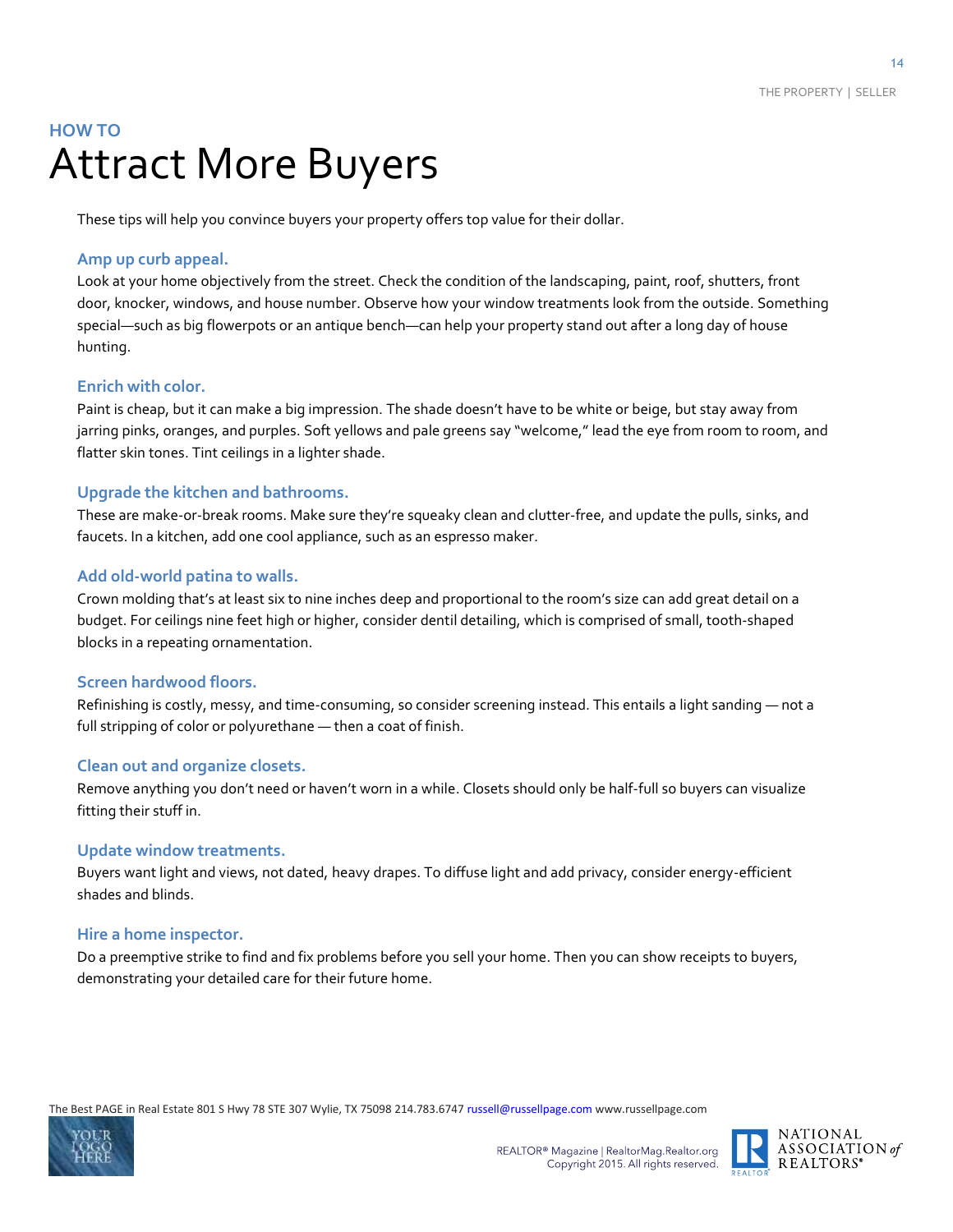HOW TO

# Attract More Buyers

These tips will help you convince buyers your property offers top value for their dollar.

### Amp up curb appeal.

Look at your home objectively from the street. Check the condition of the landscaping, paint, roof, shutters, front door, knocker, windows, and house number. Observe how your window treatments look from the outside. Something special—such as big flowerpots or an antique bench—can help your property stand out after a long day of house hunting.

### Enrich with color.

Paint is cheap, but it can make a big impression. The shade doesn't have to be white or beige, but stay away from jarring pinks, oranges, and purples. Soft yellows and pale greens say "welcome," lead the eye from room to room, and flatter skin tones. Tint ceilings in a lighter shade.

### Upgrade the kitchen and bathrooms.

These are make-or-break rooms. Make sure they're squeaky clean and clutter-free, and update the pulls, sinks, and faucets. In a kitchen, add one cool appliance, such as an espresso maker.

### Add old-world patina to walls.

Crown molding that's at least six to nine inches deep and proportional to the room's size can add great detail on a budget. For ceilings nine feet high or higher, consider dentil detailing, which is comprised of small, tooth-shaped blocks in a repeating ornamentation.

### Screen hardwood floors.

Refinishing is costly, messy, and time-consuming, so consider screening instead. This entails a light sanding — not a full stripping of color or polyurethane — then a coat of finish.

### Clean out and organize closets.

Remove anything you don't need or haven't worn in a while. Closets should only be half-full so buyers can visualize fitting their stuff in.

### Update window treatments.

Buyers want light and views, not dated, heavy drapes. To diffuse light and add privacy, consider energy-efficient shades and blinds.

### Hire a home inspector.

Do a preemptive strike to find and fix problems before you sell your home. Then you can show receipts to buyers, demonstrating your detailed care for their future home.

The Best PAGE in Real Estate 801 S Hwy 78 STE 307 Wylie, TX 75098 214.783.6747 russell@russellpage.com www.russellpage.com

REALTOR® Magazine | RealtorMag.Realtor.org
Copyright 2015. All rights reserved.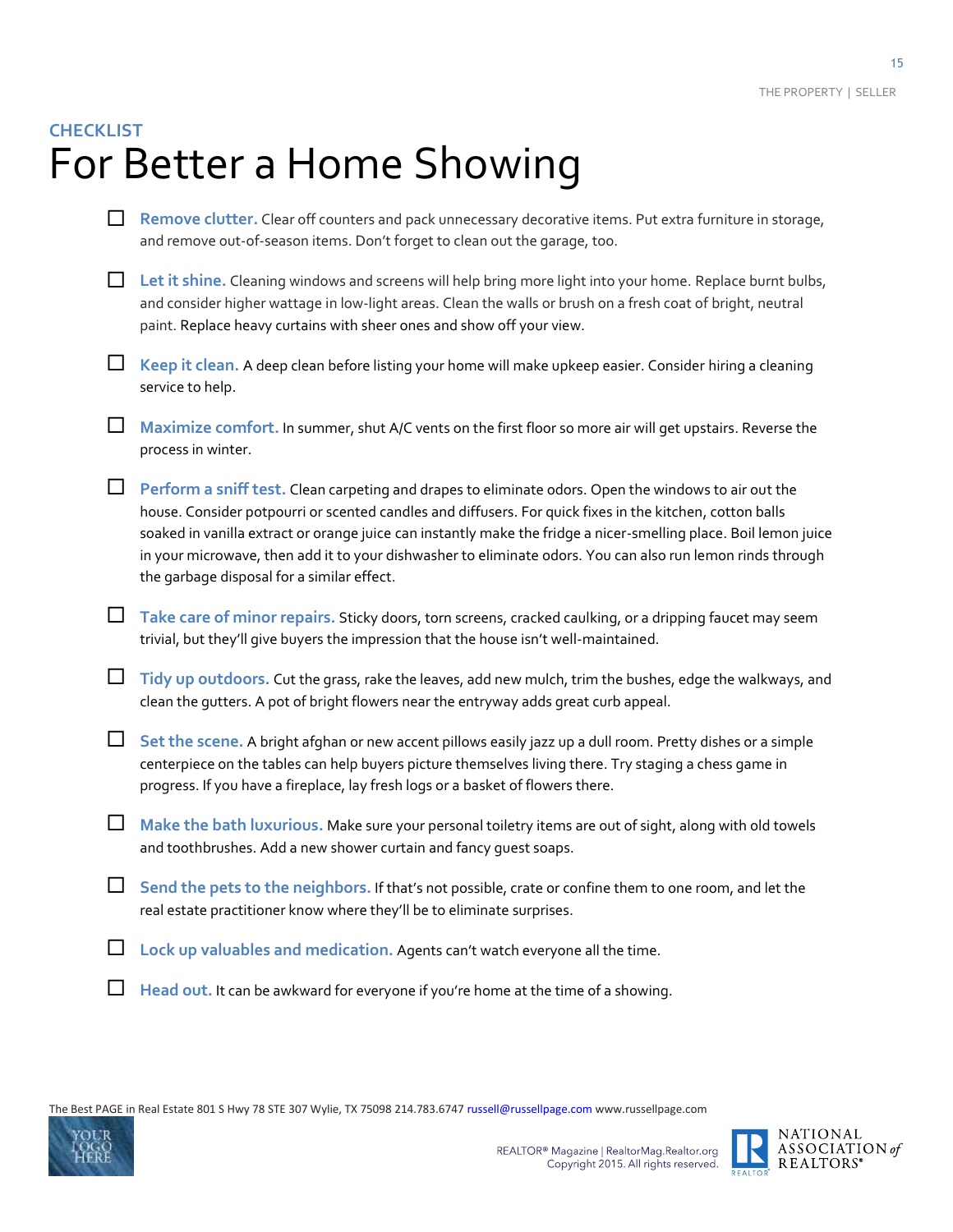CHECKLIST

# For Better a Home Showing

- ☐ **Remove clutter.** Clear off counters and pack unnecessary decorative items. Put extra furniture in storage, and remove out-of-season items. Don't forget to clean out the garage, too.
- ☐ **Let it shine.** Cleaning windows and screens will help bring more light into your home. Replace burnt bulbs, and consider higher wattage in low-light areas. Clean the walls or brush on a fresh coat of bright, neutral paint. Replace heavy curtains with sheer ones and show off your view.
- ☐ **Keep it clean.** A deep clean before listing your home will make upkeep easier. Consider hiring a cleaning service to help.
- ☐ **Maximize comfort.** In summer, shut A/C vents on the first floor so more air will get upstairs. Reverse the process in winter.
- ☐ **Perform a sniff test.** Clean carpeting and drapes to eliminate odors. Open the windows to air out the house. Consider potpourri or scented candles and diffusers. For quick fixes in the kitchen, cotton balls soaked in vanilla extract or orange juice can instantly make the fridge a nicer-smelling place. Boil lemon juice in your microwave, then add it to your dishwasher to eliminate odors. You can also run lemon rinds through the garbage disposal for a similar effect.
- ☐ **Take care of minor repairs.** Sticky doors, torn screens, cracked caulking, or a dripping faucet may seem trivial, but they'll give buyers the impression that the house isn't well-maintained.
- ☐ **Tidy up outdoors.** Cut the grass, rake the leaves, add new mulch, trim the bushes, edge the walkways, and clean the gutters. A pot of bright flowers near the entryway adds great curb appeal.
- ☐ **Set the scene.** A bright afghan or new accent pillows easily jazz up a dull room. Pretty dishes or a simple centerpiece on the tables can help buyers picture themselves living there. Try staging a chess game in progress. If you have a fireplace, lay fresh logs or a basket of flowers there.
- ☐ **Make the bath luxurious.** Make sure your personal toiletry items are out of sight, along with old towels and toothbrushes. Add a new shower curtain and fancy guest soaps.
- ☐ **Send the pets to the neighbors.** If that's not possible, crate or confine them to one room, and let the real estate practitioner know where they'll be to eliminate surprises.
- ☐ **Lock up valuables and medication.** Agents can't watch everyone all the time.
- ☐ **Head out.** It can be awkward for everyone if you're home at the time of a showing.

The Best PAGE in Real Estate 801 S Hwy 78 STE 307 Wylie, TX 75098 214.783.6747 russell@russellpage.com www.russellpage.com

REALTOR® Magazine | RealtorMag.Realtor.org
Copyright 2015. All rights reserved.

NATIONAL ASSOCIATION of REALTORS®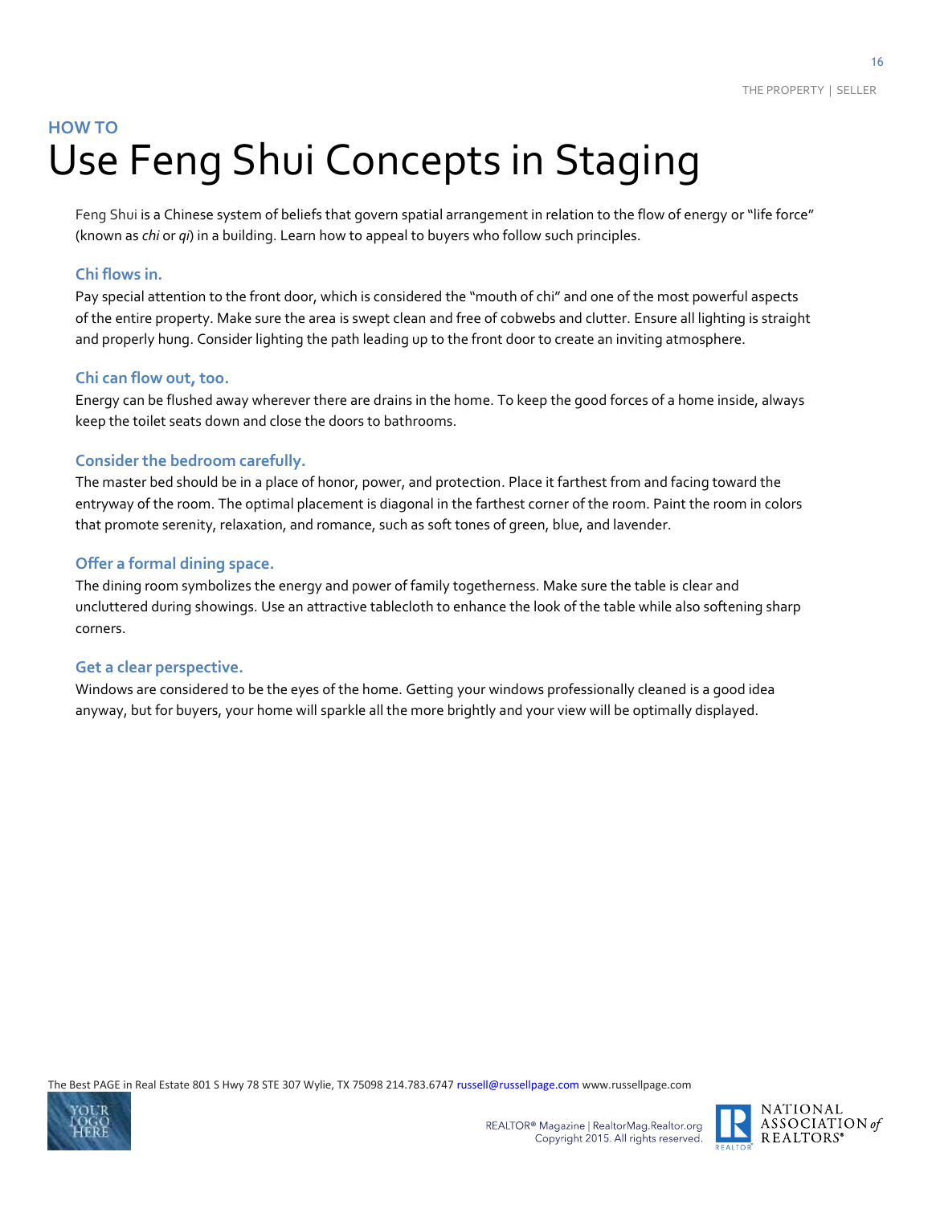**HOW TO**

# Use Feng Shui Concepts in Staging

Feng Shui is a Chinese system of beliefs that govern spatial arrangement in relation to the flow of energy or "life force" (known as *chi* or *qi*) in a building. Learn how to appeal to buyers who follow such principles.

### Chi flows in.

Pay special attention to the front door, which is considered the "mouth of chi" and one of the most powerful aspects of the entire property. Make sure the area is swept clean and free of cobwebs and clutter. Ensure all lighting is straight and properly hung. Consider lighting the path leading up to the front door to create an inviting atmosphere.

### Chi can flow out, too.

Energy can be flushed away wherever there are drains in the home. To keep the good forces of a home inside, always keep the toilet seats down and close the doors to bathrooms.

### Consider the bedroom carefully.

The master bed should be in a place of honor, power, and protection. Place it farthest from and facing toward the entryway of the room. The optimal placement is diagonal in the farthest corner of the room. Paint the room in colors that promote serenity, relaxation, and romance, such as soft tones of green, blue, and lavender.

### Offer a formal dining space.

The dining room symbolizes the energy and power of family togetherness. Make sure the table is clear and uncluttered during showings. Use an attractive tablecloth to enhance the look of the table while also softening sharp corners.

### Get a clear perspective.

Windows are considered to be the eyes of the home. Getting your windows professionally cleaned is a good idea anyway, but for buyers, your home will sparkle all the more brightly and your view will be optimally displayed.

The Best PAGE in Real Estate 801 S Hwy 78 STE 307 Wylie, TX 75098 214.783.6747 russell@russellpage.com www.russellpage.com

REALTOR® Magazine | RealtorMag.Realtor.org
Copyright 2015. All rights reserved.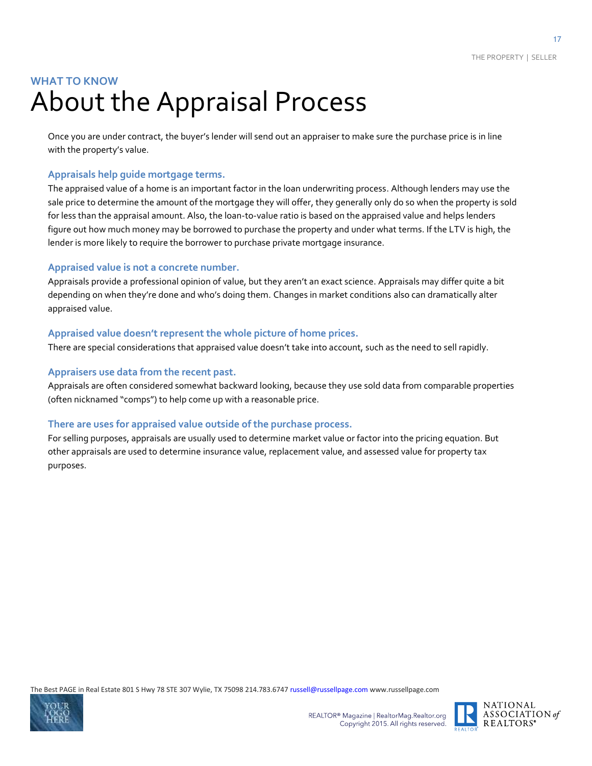## WHAT TO KNOW

# About the Appraisal Process

Once you are under contract, the buyer's lender will send out an appraiser to make sure the purchase price is in line with the property's value.

### Appraisals help guide mortgage terms.

The appraised value of a home is an important factor in the loan underwriting process. Although lenders may use the sale price to determine the amount of the mortgage they will offer, they generally only do so when the property is sold for less than the appraisal amount. Also, the loan-to-value ratio is based on the appraised value and helps lenders figure out how much money may be borrowed to purchase the property and under what terms. If the LTV is high, the lender is more likely to require the borrower to purchase private mortgage insurance.

### Appraised value is not a concrete number.

Appraisals provide a professional opinion of value, but they aren't an exact science. Appraisals may differ quite a bit depending on when they're done and who's doing them. Changes in market conditions also can dramatically alter appraised value.

### Appraised value doesn't represent the whole picture of home prices.

There are special considerations that appraised value doesn't take into account, such as the need to sell rapidly.

### Appraisers use data from the recent past.

Appraisals are often considered somewhat backward looking, because they use sold data from comparable properties (often nicknamed "comps") to help come up with a reasonable price.

### There are uses for appraised value outside of the purchase process.

For selling purposes, appraisals are usually used to determine market value or factor into the pricing equation. But other appraisals are used to determine insurance value, replacement value, and assessed value for property tax purposes.

The Best PAGE in Real Estate 801 S Hwy 78 STE 307 Wylie, TX 75098 214.783.6747 russell@russellpage.com www.russellpage.com

REALTOR® Magazine | RealtorMag.Realtor.org
Copyright 2015. All rights reserved.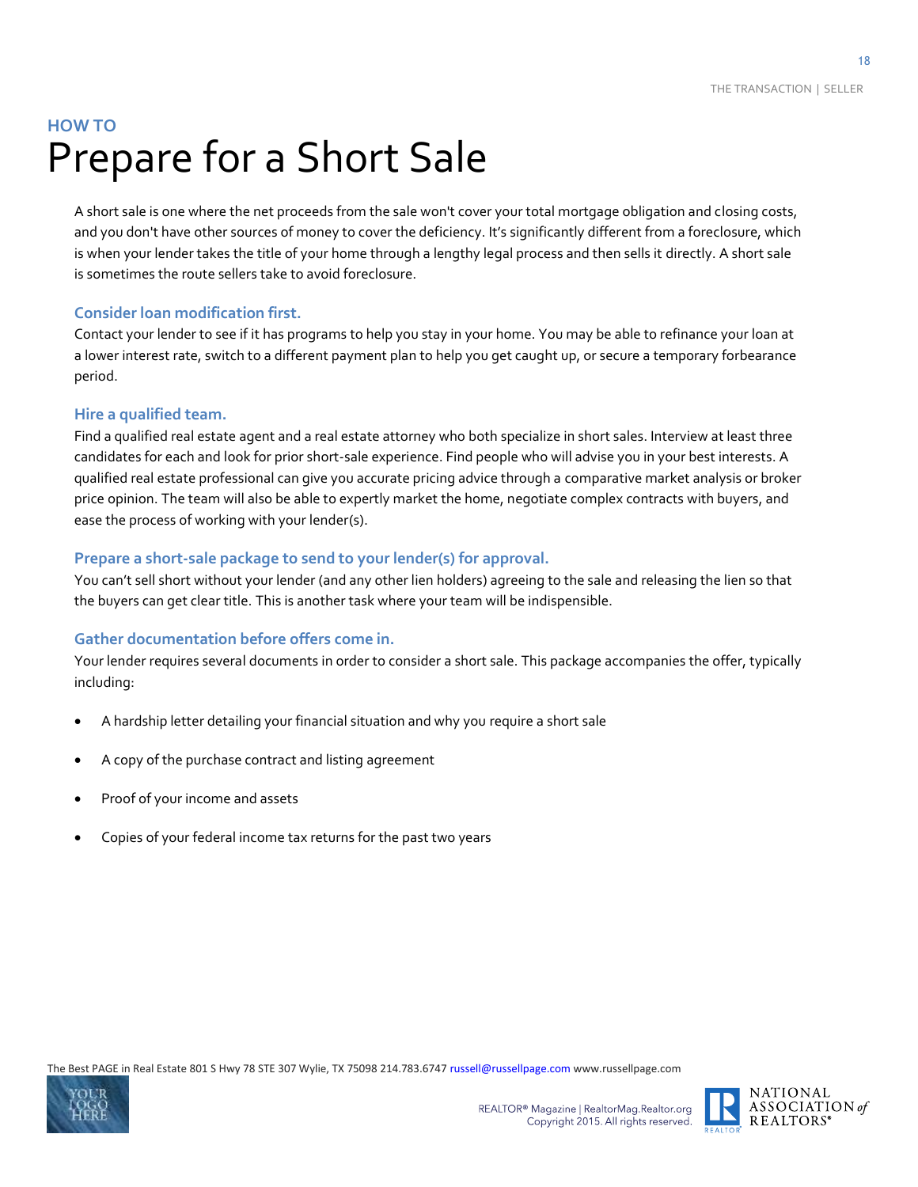HOW TO

# Prepare for a Short Sale

A short sale is one where the net proceeds from the sale won't cover your total mortgage obligation and closing costs, and you don't have other sources of money to cover the deficiency. It's significantly different from a foreclosure, which is when your lender takes the title of your home through a lengthy legal process and then sells it directly. A short sale is sometimes the route sellers take to avoid foreclosure.

### Consider loan modification first.

Contact your lender to see if it has programs to help you stay in your home. You may be able to refinance your loan at a lower interest rate, switch to a different payment plan to help you get caught up, or secure a temporary forbearance period.

### Hire a qualified team.

Find a qualified real estate agent and a real estate attorney who both specialize in short sales. Interview at least three candidates for each and look for prior short-sale experience. Find people who will advise you in your best interests. A qualified real estate professional can give you accurate pricing advice through a comparative market analysis or broker price opinion. The team will also be able to expertly market the home, negotiate complex contracts with buyers, and ease the process of working with your lender(s).

### Prepare a short-sale package to send to your lender(s) for approval.

You can't sell short without your lender (and any other lien holders) agreeing to the sale and releasing the lien so that the buyers can get clear title. This is another task where your team will be indispensible.

### Gather documentation before offers come in.

Your lender requires several documents in order to consider a short sale. This package accompanies the offer, typically including:

- A hardship letter detailing your financial situation and why you require a short sale
- A copy of the purchase contract and listing agreement
- Proof of your income and assets
- Copies of your federal income tax returns for the past two years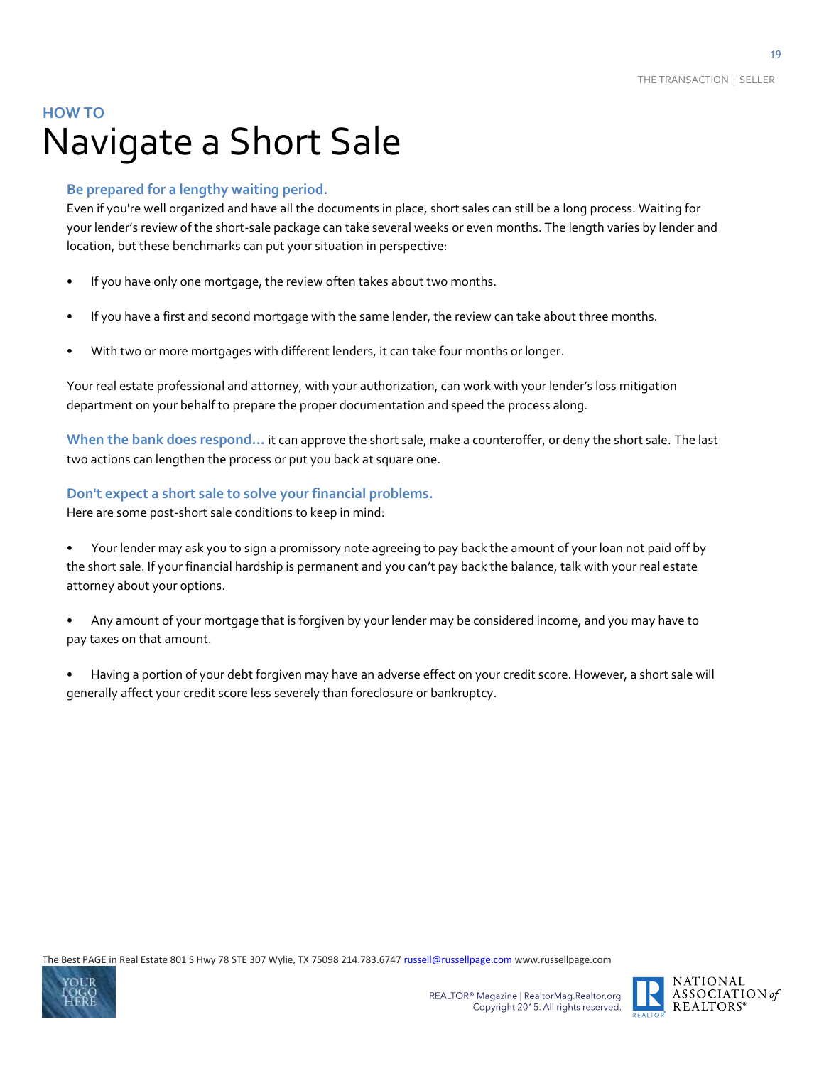HOW TO

# Navigate a Short Sale

### Be prepared for a lengthy waiting period.

Even if you're well organized and have all the documents in place, short sales can still be a long process. Waiting for your lender's review of the short-sale package can take several weeks or even months. The length varies by lender and location, but these benchmarks can put your situation in perspective:

- If you have only one mortgage, the review often takes about two months.
- If you have a first and second mortgage with the same lender, the review can take about three months.
- With two or more mortgages with different lenders, it can take four months or longer.

Your real estate professional and attorney, with your authorization, can work with your lender's loss mitigation department on your behalf to prepare the proper documentation and speed the process along.

**When the bank does respond…** it can approve the short sale, make a counteroffer, or deny the short sale. The last two actions can lengthen the process or put you back at square one.

### Don't expect a short sale to solve your financial problems.

Here are some post-short sale conditions to keep in mind:

- Your lender may ask you to sign a promissory note agreeing to pay back the amount of your loan not paid off by the short sale. If your financial hardship is permanent and you can't pay back the balance, talk with your real estate attorney about your options.
- Any amount of your mortgage that is forgiven by your lender may be considered income, and you may have to pay taxes on that amount.
- Having a portion of your debt forgiven may have an adverse effect on your credit score. However, a short sale will generally affect your credit score less severely than foreclosure or bankruptcy.

The Best PAGE in Real Estate 801 S Hwy 78 STE 307 Wylie, TX 75098 214.783.6747 russell@russellpage.com www.russellpage.com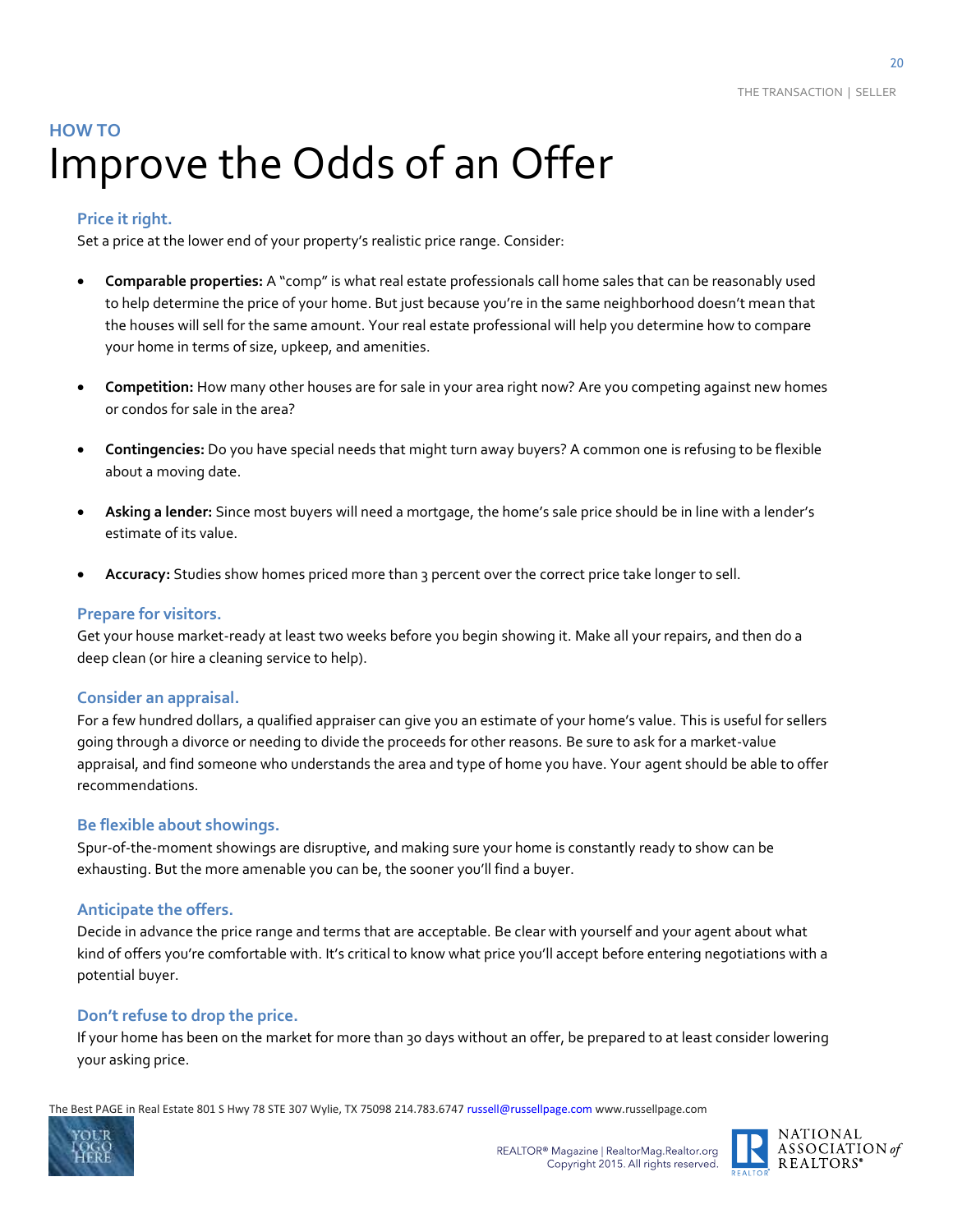## HOW TO

# Improve the Odds of an Offer

### Price it right.

Set a price at the lower end of your property's realistic price range. Consider:

- **Comparable properties:** A "comp" is what real estate professionals call home sales that can be reasonably used to help determine the price of your home. But just because you're in the same neighborhood doesn't mean that the houses will sell for the same amount. Your real estate professional will help you determine how to compare your home in terms of size, upkeep, and amenities.

- **Competition:** How many other houses are for sale in your area right now? Are you competing against new homes or condos for sale in the area?

- **Contingencies:** Do you have special needs that might turn away buyers? A common one is refusing to be flexible about a moving date.

- **Asking a lender:** Since most buyers will need a mortgage, the home's sale price should be in line with a lender's estimate of its value.

- **Accuracy:** Studies show homes priced more than 3 percent over the correct price take longer to sell.

### Prepare for visitors.

Get your house market-ready at least two weeks before you begin showing it. Make all your repairs, and then do a deep clean (or hire a cleaning service to help).

### Consider an appraisal.

For a few hundred dollars, a qualified appraiser can give you an estimate of your home's value. This is useful for sellers going through a divorce or needing to divide the proceeds for other reasons. Be sure to ask for a market-value appraisal, and find someone who understands the area and type of home you have. Your agent should be able to offer recommendations.

### Be flexible about showings.

Spur-of-the-moment showings are disruptive, and making sure your home is constantly ready to show can be exhausting. But the more amenable you can be, the sooner you'll find a buyer.

### Anticipate the offers.

Decide in advance the price range and terms that are acceptable. Be clear with yourself and your agent about what kind of offers you're comfortable with. It's critical to know what price you'll accept before entering negotiations with a potential buyer.

### Don't refuse to drop the price.

If your home has been on the market for more than 30 days without an offer, be prepared to at least consider lowering your asking price.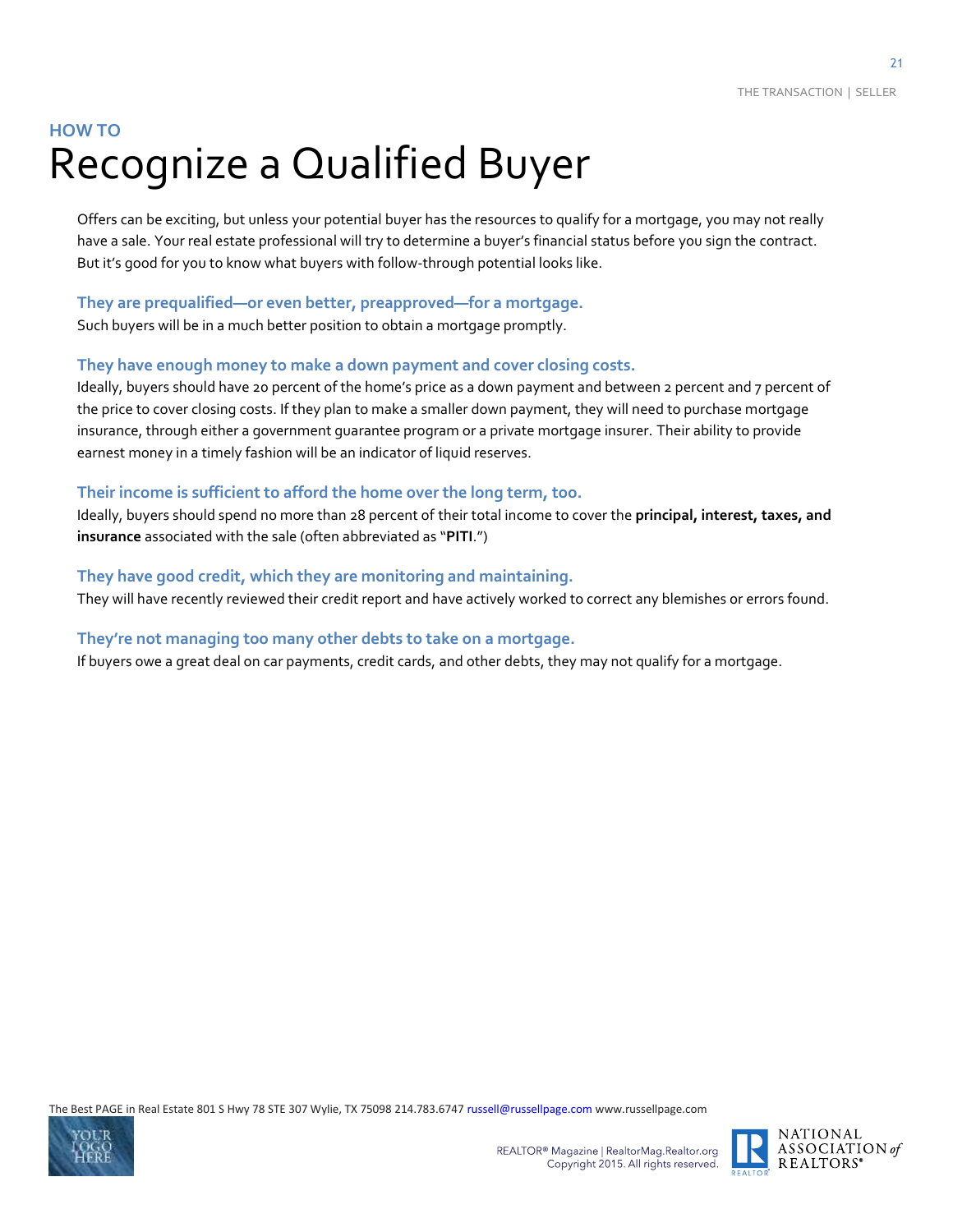HOW TO

# Recognize a Qualified Buyer

Offers can be exciting, but unless your potential buyer has the resources to qualify for a mortgage, you may not really have a sale. Your real estate professional will try to determine a buyer's financial status before you sign the contract. But it's good for you to know what buyers with follow-through potential looks like.

### They are prequalified—or even better, preapproved—for a mortgage.

Such buyers will be in a much better position to obtain a mortgage promptly.

### They have enough money to make a down payment and cover closing costs.

Ideally, buyers should have 20 percent of the home's price as a down payment and between 2 percent and 7 percent of the price to cover closing costs. If they plan to make a smaller down payment, they will need to purchase mortgage insurance, through either a government guarantee program or a private mortgage insurer. Their ability to provide earnest money in a timely fashion will be an indicator of liquid reserves.

### Their income is sufficient to afford the home over the long term, too.

Ideally, buyers should spend no more than 28 percent of their total income to cover the **principal, interest, taxes, and insurance** associated with the sale (often abbreviated as "**PITI**.")

### They have good credit, which they are monitoring and maintaining.

They will have recently reviewed their credit report and have actively worked to correct any blemishes or errors found.

### They're not managing too many other debts to take on a mortgage.

If buyers owe a great deal on car payments, credit cards, and other debts, they may not qualify for a mortgage.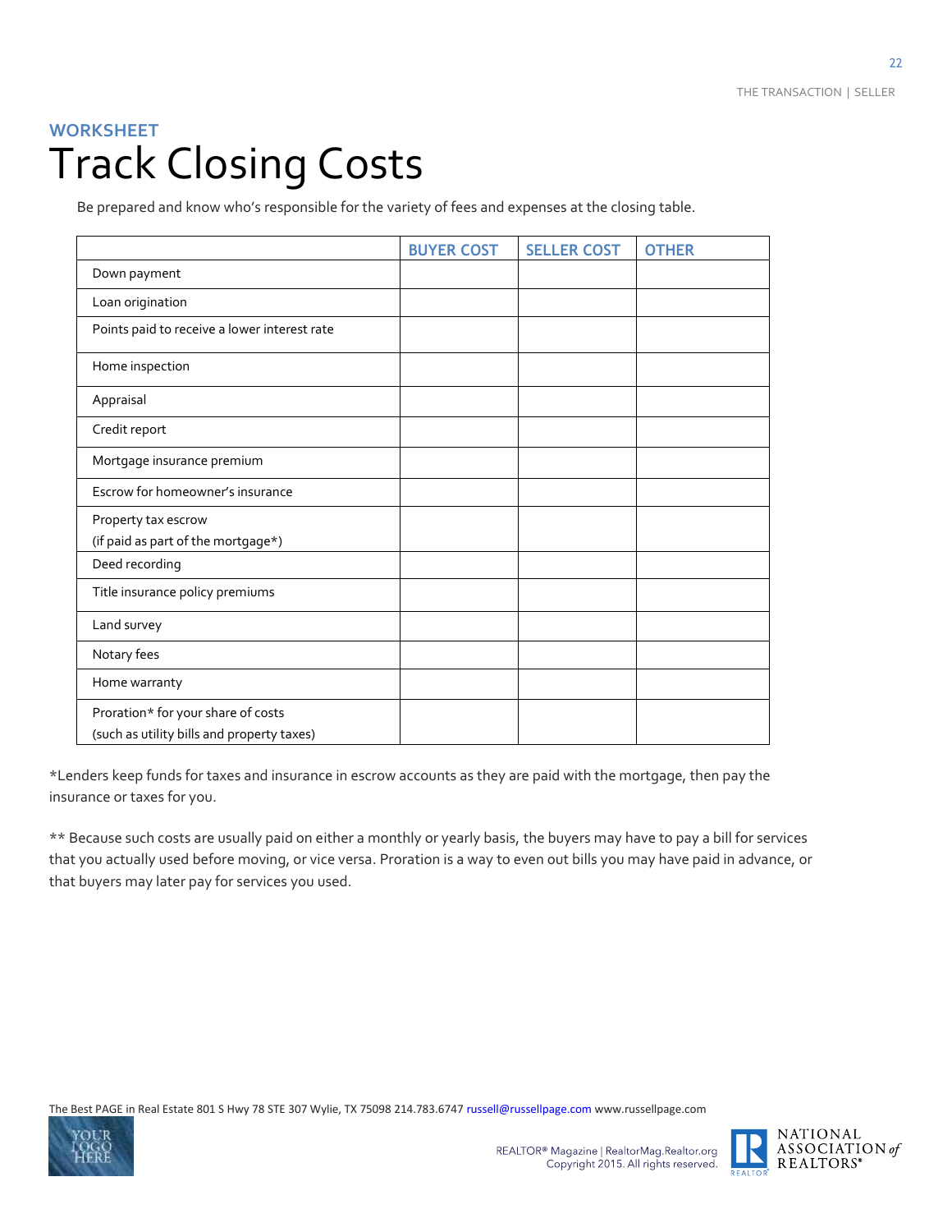**WORKSHEET**

# Track Closing Costs

Be prepared and know who's responsible for the variety of fees and expenses at the closing table.

| | BUYER COST | SELLER COST | OTHER |
|---|---|---|---|
| Down payment | | | |
| Loan origination | | | |
| Points paid to receive a lower interest rate | | | |
| Home inspection | | | |
| Appraisal | | | |
| Credit report | | | |
| Mortgage insurance premium | | | |
| Escrow for homeowner's insurance | | | |
| Property tax escrow (if paid as part of the mortgage*) | | | |
| Deed recording | | | |
| Title insurance policy premiums | | | |
| Land survey | | | |
| Notary fees | | | |
| Home warranty | | | |
| Proration* for your share of costs (such as utility bills and property taxes) | | | |

*Lenders keep funds for taxes and insurance in escrow accounts as they are paid with the mortgage, then pay the insurance or taxes for you.

** Because such costs are usually paid on either a monthly or yearly basis, the buyers may have to pay a bill for services that you actually used before moving, or vice versa. Proration is a way to even out bills you may have paid in advance, or that buyers may later pay for services you used.

The Best PAGE in Real Estate 801 S Hwy 78 STE 307 Wylie, TX 75098 214.783.6747 russell@russellpage.com www.russellpage.com

REALTOR® Magazine | RealtorMag.Realtor.org
Copyright 2015. All rights reserved.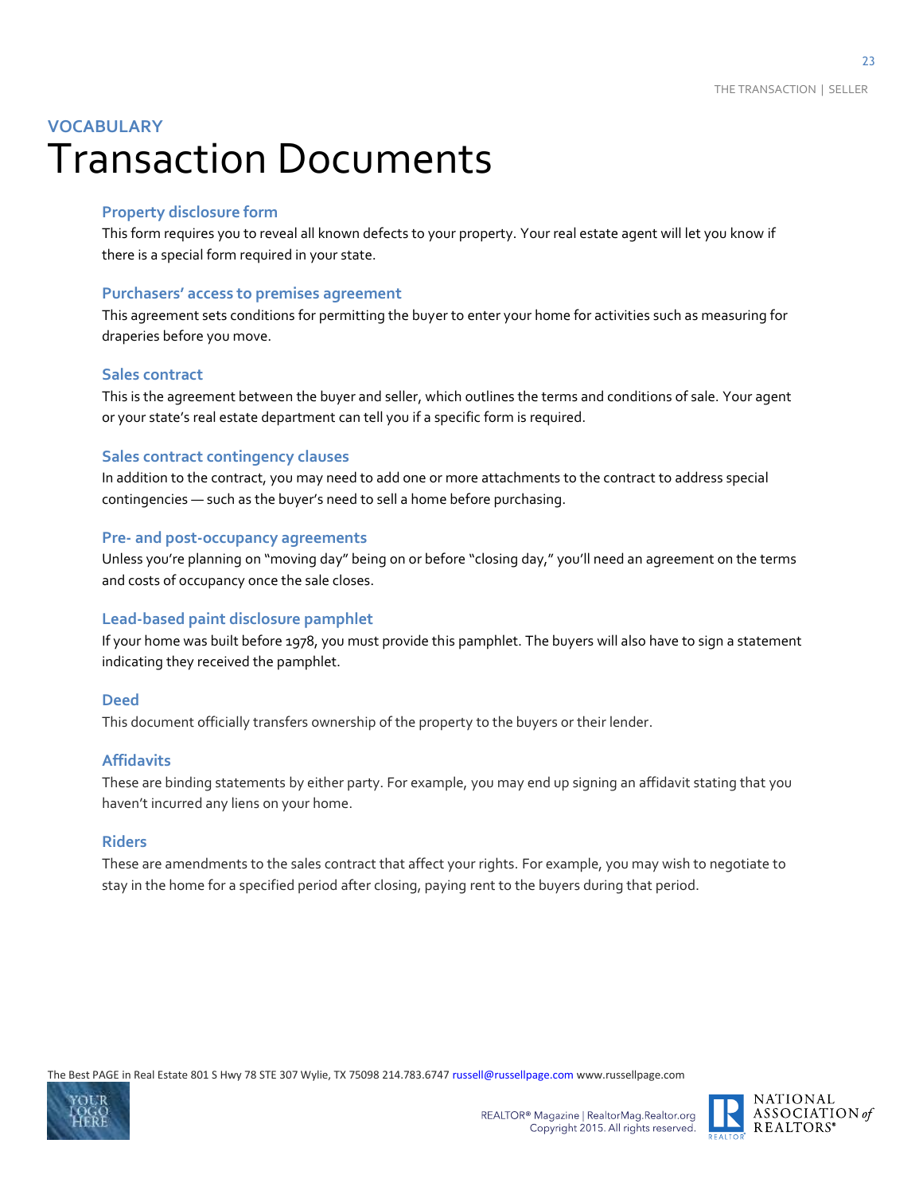VOCABULARY

# Transaction Documents

### Property disclosure form

This form requires you to reveal all known defects to your property. Your real estate agent will let you know if there is a special form required in your state.

### Purchasers' access to premises agreement

This agreement sets conditions for permitting the buyer to enter your home for activities such as measuring for draperies before you move.

### Sales contract

This is the agreement between the buyer and seller, which outlines the terms and conditions of sale. Your agent or your state's real estate department can tell you if a specific form is required.

### Sales contract contingency clauses

In addition to the contract, you may need to add one or more attachments to the contract to address special contingencies — such as the buyer's need to sell a home before purchasing.

### Pre- and post-occupancy agreements

Unless you're planning on "moving day" being on or before "closing day," you'll need an agreement on the terms and costs of occupancy once the sale closes.

### Lead-based paint disclosure pamphlet

If your home was built before 1978, you must provide this pamphlet. The buyers will also have to sign a statement indicating they received the pamphlet.

### Deed

This document officially transfers ownership of the property to the buyers or their lender.

### Affidavits

These are binding statements by either party. For example, you may end up signing an affidavit stating that you haven't incurred any liens on your home.

### Riders

These are amendments to the sales contract that affect your rights. For example, you may wish to negotiate to stay in the home for a specified period after closing, paying rent to the buyers during that period.

The Best PAGE in Real Estate 801 S Hwy 78 STE 307 Wylie, TX 75098 214.783.6747 russell@russellpage.com www.russellpage.com

REALTOR® Magazine | RealtorMag.Realtor.org
Copyright 2015. All rights reserved.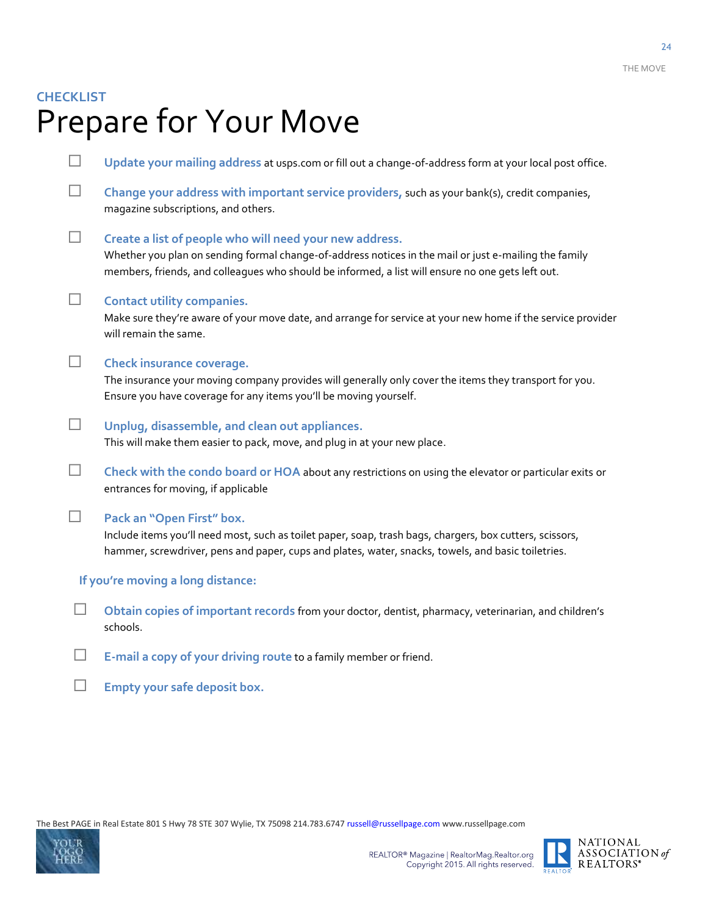CHECKLIST

# Prepare for Your Move

- ☐ **Update your mailing address** at usps.com or fill out a change-of-address form at your local post office.
- ☐ **Change your address with important service providers,** such as your bank(s), credit companies, magazine subscriptions, and others.
- ☐ **Create a list of people who will need your new address.** Whether you plan on sending formal change-of-address notices in the mail or just e-mailing the family members, friends, and colleagues who should be informed, a list will ensure no one gets left out.
- ☐ **Contact utility companies.** Make sure they're aware of your move date, and arrange for service at your new home if the service provider will remain the same.
- ☐ **Check insurance coverage.** The insurance your moving company provides will generally only cover the items they transport for you. Ensure you have coverage for any items you'll be moving yourself.
- ☐ **Unplug, disassemble, and clean out appliances.** This will make them easier to pack, move, and plug in at your new place.
- ☐ **Check with the condo board or HOA** about any restrictions on using the elevator or particular exits or entrances for moving, if applicable
- ☐ **Pack an "Open First" box.** Include items you'll need most, such as toilet paper, soap, trash bags, chargers, box cutters, scissors, hammer, screwdriver, pens and paper, cups and plates, water, snacks, towels, and basic toiletries.

### If you're moving a long distance:

- ☐ **Obtain copies of important records** from your doctor, dentist, pharmacy, veterinarian, and children's schools.
- ☐ **E-mail a copy of your driving route** to a family member or friend.
- ☐ **Empty your safe deposit box.**

The Best PAGE in Real Estate 801 S Hwy 78 STE 307 Wylie, TX 75098 214.783.6747 russell@russellpage.com www.russellpage.com

REALTOR® Magazine | RealtorMag.Realtor.org
Copyright 2015. All rights reserved.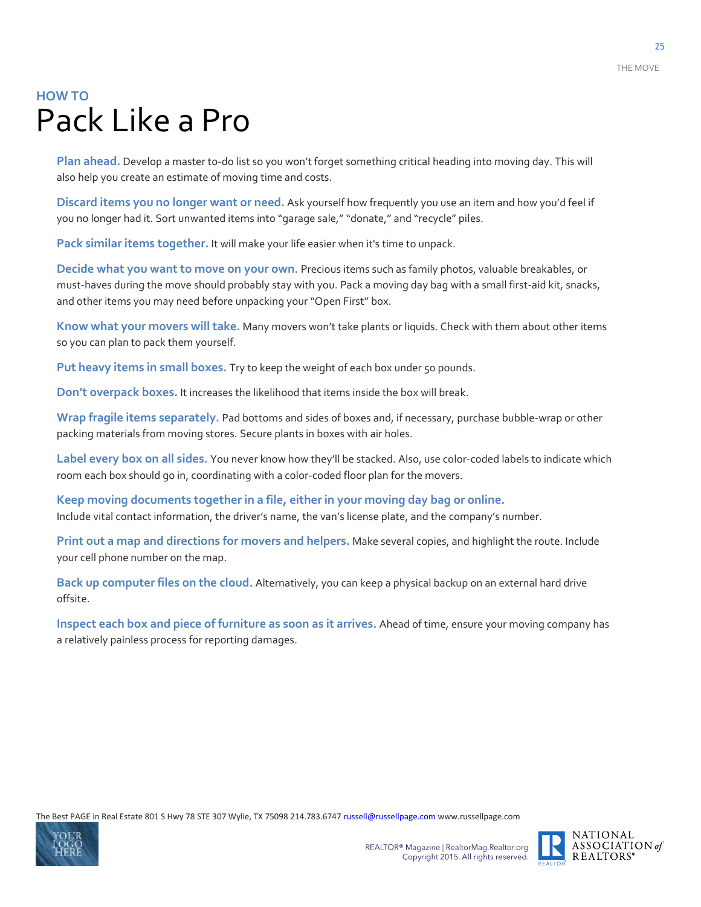HOW TO

# Pack Like a Pro

**Plan ahead.** Develop a master to-do list so you won't forget something critical heading into moving day. This will also help you create an estimate of moving time and costs.

**Discard items you no longer want or need.** Ask yourself how frequently you use an item and how you'd feel if you no longer had it. Sort unwanted items into "garage sale," "donate," and "recycle" piles.

**Pack similar items together.** It will make your life easier when it's time to unpack.

**Decide what you want to move on your own.** Precious items such as family photos, valuable breakables, or must-haves during the move should probably stay with you. Pack a moving day bag with a small first-aid kit, snacks, and other items you may need before unpacking your "Open First" box.

**Know what your movers will take.** Many movers won't take plants or liquids. Check with them about other items so you can plan to pack them yourself.

**Put heavy items in small boxes.** Try to keep the weight of each box under 50 pounds.

**Don't overpack boxes.** It increases the likelihood that items inside the box will break.

**Wrap fragile items separately.** Pad bottoms and sides of boxes and, if necessary, purchase bubble-wrap or other packing materials from moving stores. Secure plants in boxes with air holes.

**Label every box on all sides.** You never know how they'll be stacked. Also, use color-coded labels to indicate which room each box should go in, coordinating with a color-coded floor plan for the movers.

**Keep moving documents together in a file, either in your moving day bag or online.**
Include vital contact information, the driver's name, the van's license plate, and the company's number.

**Print out a map and directions for movers and helpers.** Make several copies, and highlight the route. Include your cell phone number on the map.

**Back up computer files on the cloud.** Alternatively, you can keep a physical backup on an external hard drive offsite.

**Inspect each box and piece of furniture as soon as it arrives.** Ahead of time, ensure your moving company has a relatively painless process for reporting damages.

The Best PAGE in Real Estate 801 S Hwy 78 STE 307 Wylie, TX 75098 214.783.6747 russell@russellpage.com www.russellpage.com

REALTOR® Magazine | RealtorMag.Realtor.org
Copyright 2015. All rights reserved.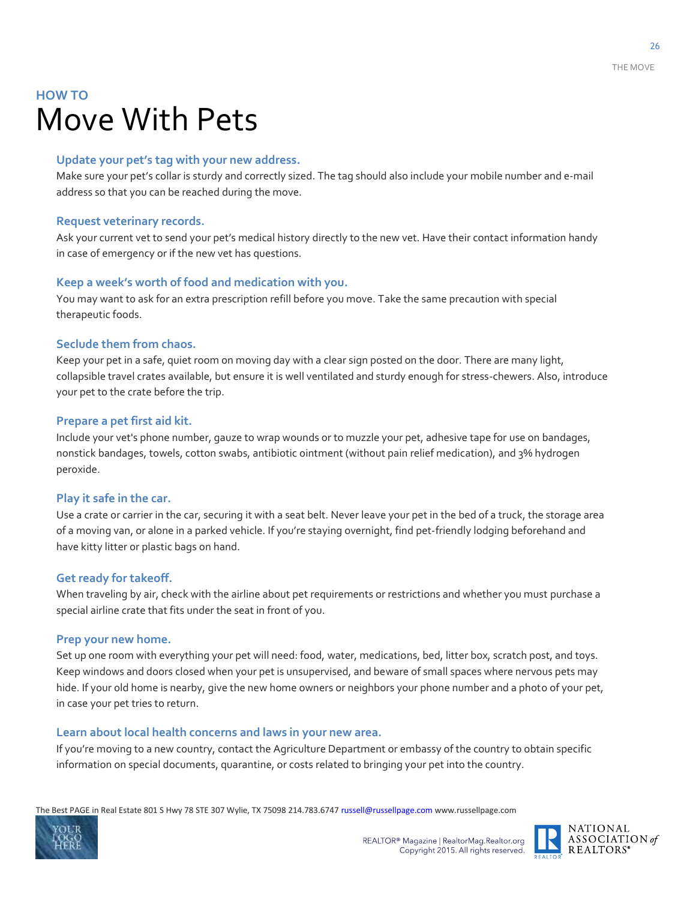## HOW TO

# Move With Pets

### Update your pet's tag with your new address.

Make sure your pet's collar is sturdy and correctly sized. The tag should also include your mobile number and e-mail address so that you can be reached during the move.

### Request veterinary records.

Ask your current vet to send your pet's medical history directly to the new vet. Have their contact information handy in case of emergency or if the new vet has questions.

### Keep a week's worth of food and medication with you.

You may want to ask for an extra prescription refill before you move. Take the same precaution with special therapeutic foods.

### Seclude them from chaos.

Keep your pet in a safe, quiet room on moving day with a clear sign posted on the door. There are many light, collapsible travel crates available, but ensure it is well ventilated and sturdy enough for stress-chewers. Also, introduce your pet to the crate before the trip.

### Prepare a pet first aid kit.

Include your vet's phone number, gauze to wrap wounds or to muzzle your pet, adhesive tape for use on bandages, nonstick bandages, towels, cotton swabs, antibiotic ointment (without pain relief medication), and 3% hydrogen peroxide.

### Play it safe in the car.

Use a crate or carrier in the car, securing it with a seat belt. Never leave your pet in the bed of a truck, the storage area of a moving van, or alone in a parked vehicle. If you're staying overnight, find pet-friendly lodging beforehand and have kitty litter or plastic bags on hand.

### Get ready for takeoff.

When traveling by air, check with the airline about pet requirements or restrictions and whether you must purchase a special airline crate that fits under the seat in front of you.

### Prep your new home.

Set up one room with everything your pet will need: food, water, medications, bed, litter box, scratch post, and toys. Keep windows and doors closed when your pet is unsupervised, and beware of small spaces where nervous pets may hide. If your old home is nearby, give the new home owners or neighbors your phone number and a photo of your pet, in case your pet tries to return.

### Learn about local health concerns and laws in your new area.

If you're moving to a new country, contact the Agriculture Department or embassy of the country to obtain specific information on special documents, quarantine, or costs related to bringing your pet into the country.

The Best PAGE in Real Estate 801 S Hwy 78 STE 307 Wylie, TX 75098 214.783.6747 russell@russellpage.com www.russellpage.com

REALTOR® Magazine | RealtorMag.Realtor.org
Copyright 2015. All rights reserved.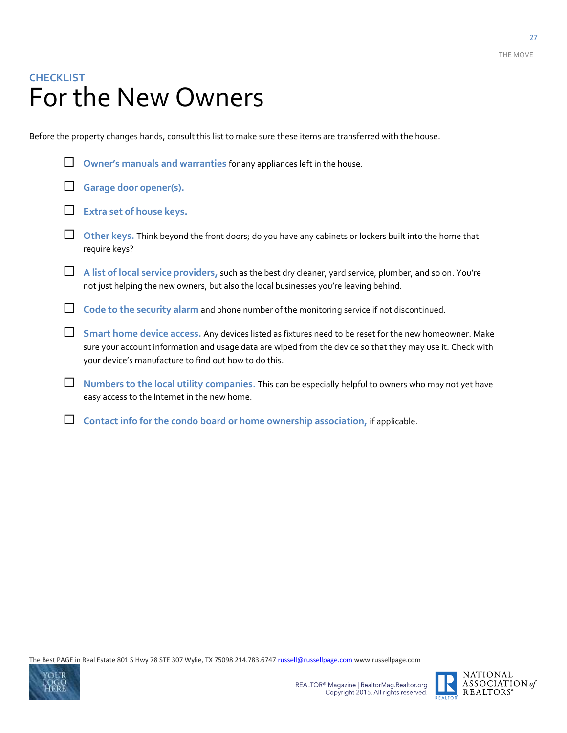CHECKLIST

# For the New Owners

Before the property changes hands, consult this list to make sure these items are transferred with the house.

- ☐ **Owner's manuals and warranties** for any appliances left in the house.
- ☐ **Garage door opener(s).**
- ☐ **Extra set of house keys.**
- ☐ **Other keys.** Think beyond the front doors; do you have any cabinets or lockers built into the home that require keys?
- ☐ **A list of local service providers,** such as the best dry cleaner, yard service, plumber, and so on. You're not just helping the new owners, but also the local businesses you're leaving behind.
- ☐ **Code to the security alarm** and phone number of the monitoring service if not discontinued.
- ☐ **Smart home device access.** Any devices listed as fixtures need to be reset for the new homeowner. Make sure your account information and usage data are wiped from the device so that they may use it. Check with your device's manufacture to find out how to do this.
- ☐ **Numbers to the local utility companies.** This can be especially helpful to owners who may not yet have easy access to the Internet in the new home.
- ☐ **Contact info for the condo board or home ownership association,** if applicable.

The Best PAGE in Real Estate 801 S Hwy 78 STE 307 Wylie, TX 75098 214.783.6747 russell@russellpage.com www.russellpage.com

REALTOR® Magazine | RealtorMag.Realtor.org
Copyright 2015. All rights reserved.